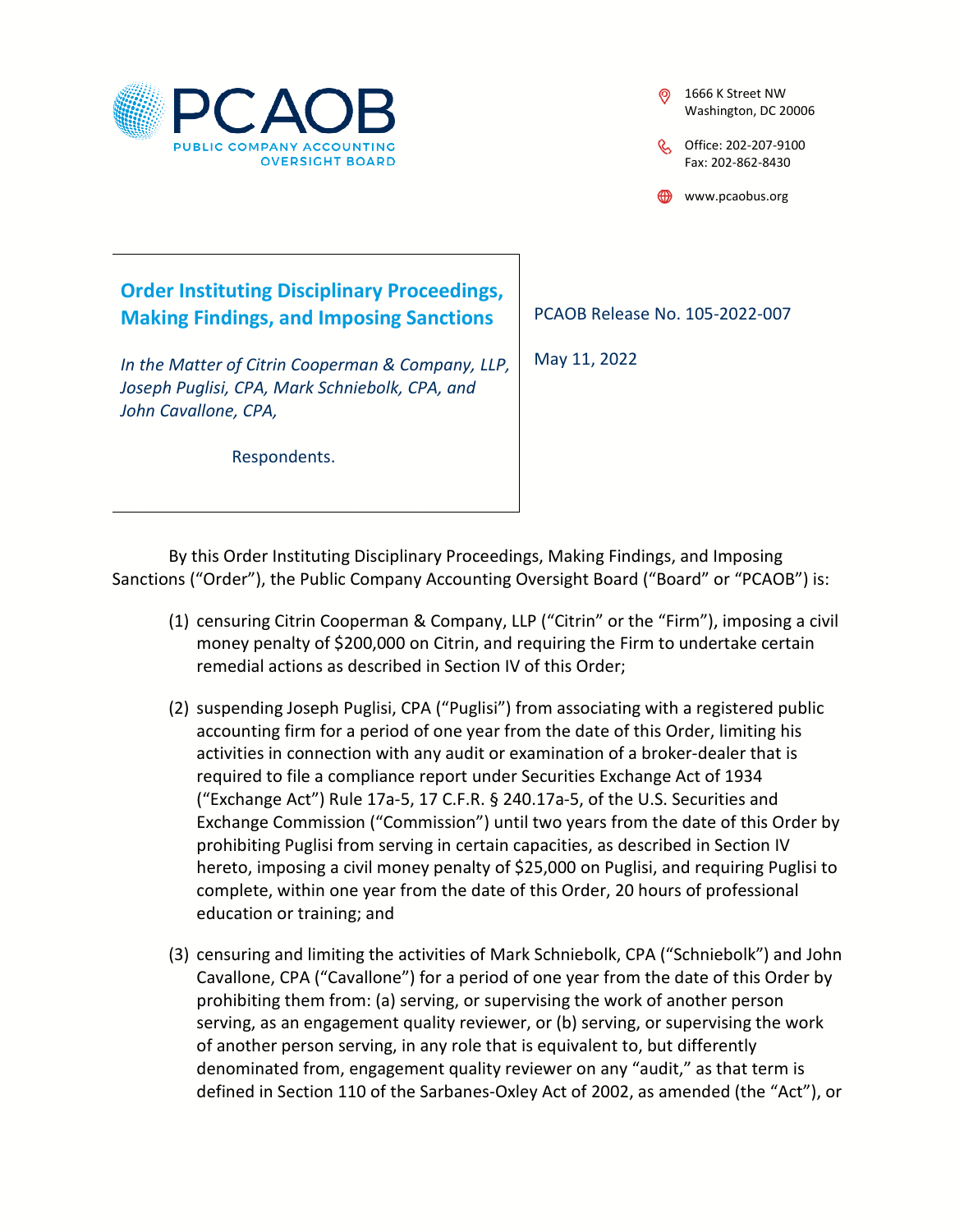PCAOB

PUBLIC COMPANY ACCOUNTING OVERSIGHT BOARD

1666 K Street NW
Washington, DC 20006

Office: 202-207-9100
Fax: 202-862-8430

www.pcaobus.org

## Order Instituting Disciplinary Proceedings, Making Findings, and Imposing Sanctions

*In the Matter of Citrin Cooperman & Company, LLP, Joseph Puglisi, CPA, Mark Schniebolk, CPA, and John Cavallone, CPA,*

Respondents.

PCAOB Release No. 105-2022-007

May 11, 2022

By this Order Instituting Disciplinary Proceedings, Making Findings, and Imposing Sanctions ("Order"), the Public Company Accounting Oversight Board ("Board" or "PCAOB") is:

(1) censuring Citrin Cooperman & Company, LLP ("Citrin" or the "Firm"), imposing a civil money penalty of $200,000 on Citrin, and requiring the Firm to undertake certain remedial actions as described in Section IV of this Order;

(2) suspending Joseph Puglisi, CPA ("Puglisi") from associating with a registered public accounting firm for a period of one year from the date of this Order, limiting his activities in connection with any audit or examination of a broker-dealer that is required to file a compliance report under Securities Exchange Act of 1934 ("Exchange Act") Rule 17a-5, 17 C.F.R. § 240.17a-5, of the U.S. Securities and Exchange Commission ("Commission") until two years from the date of this Order by prohibiting Puglisi from serving in certain capacities, as described in Section IV hereto, imposing a civil money penalty of $25,000 on Puglisi, and requiring Puglisi to complete, within one year from the date of this Order, 20 hours of professional education or training; and

(3) censuring and limiting the activities of Mark Schniebolk, CPA ("Schniebolk") and John Cavallone, CPA ("Cavallone") for a period of one year from the date of this Order by prohibiting them from: (a) serving, or supervising the work of another person serving, as an engagement quality reviewer, or (b) serving, or supervising the work of another person serving, in any role that is equivalent to, but differently denominated from, engagement quality reviewer on any "audit," as that term is defined in Section 110 of the Sarbanes-Oxley Act of 2002, as amended (the "Act"), or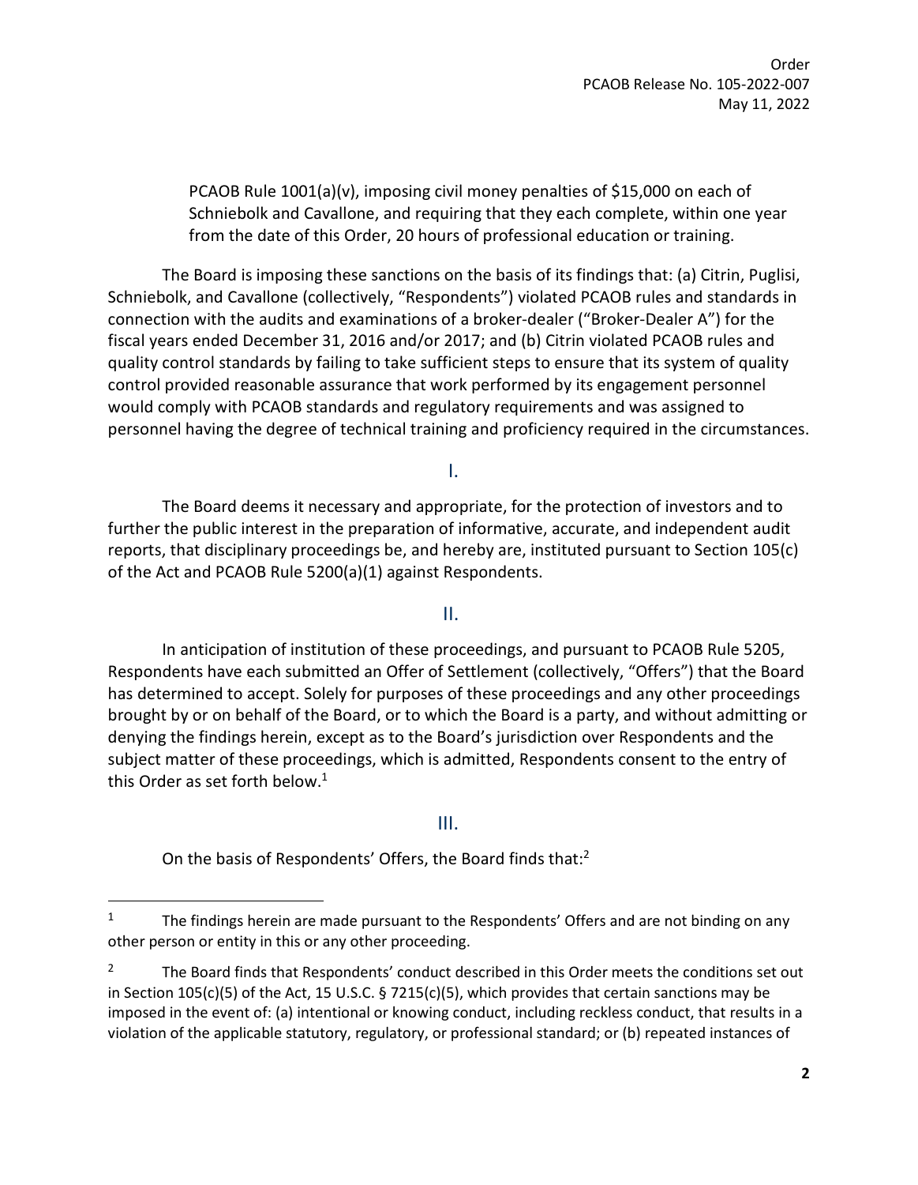PCAOB Rule 1001(a)(v), imposing civil money penalties of $15,000 on each of Schniebolk and Cavallone, and requiring that they each complete, within one year from the date of this Order, 20 hours of professional education or training.

The Board is imposing these sanctions on the basis of its findings that: (a) Citrin, Puglisi, Schniebolk, and Cavallone (collectively, "Respondents") violated PCAOB rules and standards in connection with the audits and examinations of a broker-dealer ("Broker-Dealer A") for the fiscal years ended December 31, 2016 and/or 2017; and (b) Citrin violated PCAOB rules and quality control standards by failing to take sufficient steps to ensure that its system of quality control provided reasonable assurance that work performed by its engagement personnel would comply with PCAOB standards and regulatory requirements and was assigned to personnel having the degree of technical training and proficiency required in the circumstances.

## I.

The Board deems it necessary and appropriate, for the protection of investors and to further the public interest in the preparation of informative, accurate, and independent audit reports, that disciplinary proceedings be, and hereby are, instituted pursuant to Section 105(c) of the Act and PCAOB Rule 5200(a)(1) against Respondents.

## II.

In anticipation of institution of these proceedings, and pursuant to PCAOB Rule 5205, Respondents have each submitted an Offer of Settlement (collectively, "Offers") that the Board has determined to accept. Solely for purposes of these proceedings and any other proceedings brought by or on behalf of the Board, or to which the Board is a party, and without admitting or denying the findings herein, except as to the Board's jurisdiction over Respondents and the subject matter of these proceedings, which is admitted, Respondents consent to the entry of this Order as set forth below.[1]

## III.

On the basis of Respondents' Offers, the Board finds that:[2]

---

[1] The findings herein are made pursuant to the Respondents' Offers and are not binding on any other person or entity in this or any other proceeding.

[2] The Board finds that Respondents' conduct described in this Order meets the conditions set out in Section 105(c)(5) of the Act, 15 U.S.C. § 7215(c)(5), which provides that certain sanctions may be imposed in the event of: (a) intentional or knowing conduct, including reckless conduct, that results in a violation of the applicable statutory, regulatory, or professional standard; or (b) repeated instances of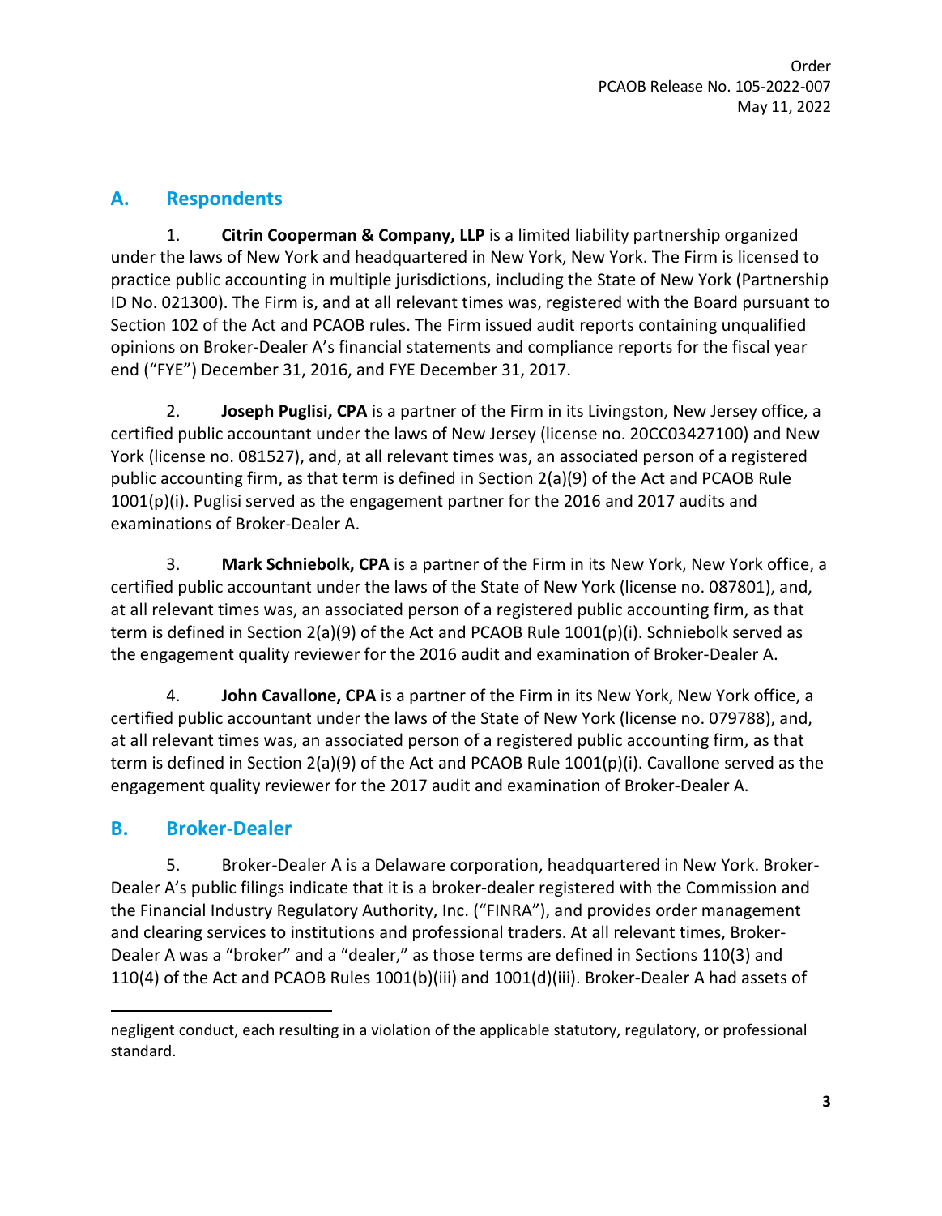## A. Respondents

1. **Citrin Cooperman & Company, LLP** is a limited liability partnership organized under the laws of New York and headquartered in New York, New York. The Firm is licensed to practice public accounting in multiple jurisdictions, including the State of New York (Partnership ID No. 021300). The Firm is, and at all relevant times was, registered with the Board pursuant to Section 102 of the Act and PCAOB rules. The Firm issued audit reports containing unqualified opinions on Broker-Dealer A's financial statements and compliance reports for the fiscal year end ("FYE") December 31, 2016, and FYE December 31, 2017.

2. **Joseph Puglisi, CPA** is a partner of the Firm in its Livingston, New Jersey office, a certified public accountant under the laws of New Jersey (license no. 20CC03427100) and New York (license no. 081527), and, at all relevant times was, an associated person of a registered public accounting firm, as that term is defined in Section 2(a)(9) of the Act and PCAOB Rule 1001(p)(i). Puglisi served as the engagement partner for the 2016 and 2017 audits and examinations of Broker-Dealer A.

3. **Mark Schniebolk, CPA** is a partner of the Firm in its New York, New York office, a certified public accountant under the laws of the State of New York (license no. 087801), and, at all relevant times was, an associated person of a registered public accounting firm, as that term is defined in Section 2(a)(9) of the Act and PCAOB Rule 1001(p)(i). Schniebolk served as the engagement quality reviewer for the 2016 audit and examination of Broker-Dealer A.

4. **John Cavallone, CPA** is a partner of the Firm in its New York, New York office, a certified public accountant under the laws of the State of New York (license no. 079788), and, at all relevant times was, an associated person of a registered public accounting firm, as that term is defined in Section 2(a)(9) of the Act and PCAOB Rule 1001(p)(i). Cavallone served as the engagement quality reviewer for the 2017 audit and examination of Broker-Dealer A.

## B. Broker-Dealer

5. Broker-Dealer A is a Delaware corporation, headquartered in New York. Broker-Dealer A's public filings indicate that it is a broker-dealer registered with the Commission and the Financial Industry Regulatory Authority, Inc. ("FINRA"), and provides order management and clearing services to institutions and professional traders. At all relevant times, Broker-Dealer A was a "broker" and a "dealer," as those terms are defined in Sections 110(3) and 110(4) of the Act and PCAOB Rules 1001(b)(iii) and 1001(d)(iii). Broker-Dealer A had assets of

---

negligent conduct, each resulting in a violation of the applicable statutory, regulatory, or professional standard.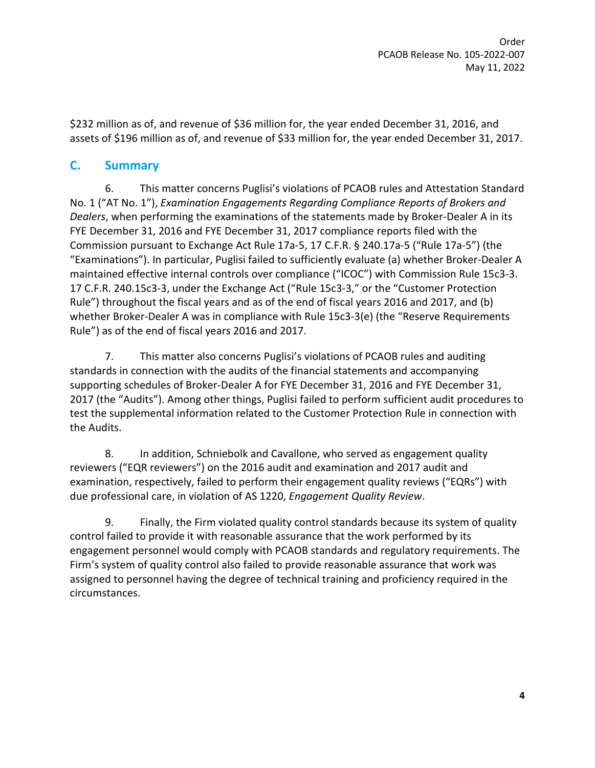$232 million as of, and revenue of $36 million for, the year ended December 31, 2016, and assets of $196 million as of, and revenue of $33 million for, the year ended December 31, 2017.

## C. Summary

6. This matter concerns Puglisi's violations of PCAOB rules and Attestation Standard No. 1 ("AT No. 1"), *Examination Engagements Regarding Compliance Reports of Brokers and Dealers*, when performing the examinations of the statements made by Broker-Dealer A in its FYE December 31, 2016 and FYE December 31, 2017 compliance reports filed with the Commission pursuant to Exchange Act Rule 17a-5, 17 C.F.R. § 240.17a-5 ("Rule 17a-5") (the "Examinations"). In particular, Puglisi failed to sufficiently evaluate (a) whether Broker-Dealer A maintained effective internal controls over compliance ("ICOC") with Commission Rule 15c3-3. 17 C.F.R. 240.15c3-3, under the Exchange Act ("Rule 15c3-3," or the "Customer Protection Rule") throughout the fiscal years and as of the end of fiscal years 2016 and 2017, and (b) whether Broker-Dealer A was in compliance with Rule 15c3-3(e) (the "Reserve Requirements Rule") as of the end of fiscal years 2016 and 2017.

7. This matter also concerns Puglisi's violations of PCAOB rules and auditing standards in connection with the audits of the financial statements and accompanying supporting schedules of Broker-Dealer A for FYE December 31, 2016 and FYE December 31, 2017 (the "Audits"). Among other things, Puglisi failed to perform sufficient audit procedures to test the supplemental information related to the Customer Protection Rule in connection with the Audits.

8. In addition, Schniebolk and Cavallone, who served as engagement quality reviewers ("EQR reviewers") on the 2016 audit and examination and 2017 audit and examination, respectively, failed to perform their engagement quality reviews ("EQRs") with due professional care, in violation of AS 1220, *Engagement Quality Review*.

9. Finally, the Firm violated quality control standards because its system of quality control failed to provide it with reasonable assurance that the work performed by its engagement personnel would comply with PCAOB standards and regulatory requirements. The Firm's system of quality control also failed to provide reasonable assurance that work was assigned to personnel having the degree of technical training and proficiency required in the circumstances.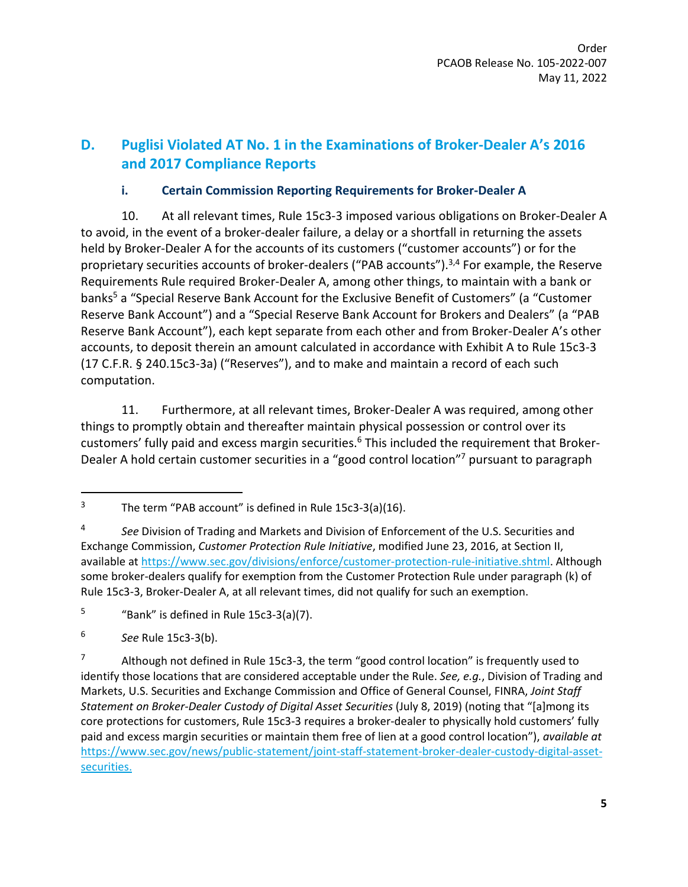## D. Puglisi Violated AT No. 1 in the Examinations of Broker-Dealer A's 2016 and 2017 Compliance Reports

### i. Certain Commission Reporting Requirements for Broker-Dealer A

10. At all relevant times, Rule 15c3-3 imposed various obligations on Broker-Dealer A to avoid, in the event of a broker-dealer failure, a delay or a shortfall in returning the assets held by Broker-Dealer A for the accounts of its customers ("customer accounts") or for the proprietary securities accounts of broker-dealers ("PAB accounts").[3,4] For example, the Reserve Requirements Rule required Broker-Dealer A, among other things, to maintain with a bank or banks[5] a "Special Reserve Bank Account for the Exclusive Benefit of Customers" (a "Customer Reserve Bank Account") and a "Special Reserve Bank Account for Brokers and Dealers" (a "PAB Reserve Bank Account"), each kept separate from each other and from Broker-Dealer A's other accounts, to deposit therein an amount calculated in accordance with Exhibit A to Rule 15c3-3 (17 C.F.R. § 240.15c3-3a) ("Reserves"), and to make and maintain a record of each such computation.

11. Furthermore, at all relevant times, Broker-Dealer A was required, among other things to promptly obtain and thereafter maintain physical possession or control over its customers' fully paid and excess margin securities.[6] This included the requirement that Broker-Dealer A hold certain customer securities in a "good control location"[7] pursuant to paragraph

---

[3] The term "PAB account" is defined in Rule 15c3-3(a)(16).

[4] *See* Division of Trading and Markets and Division of Enforcement of the U.S. Securities and Exchange Commission, *Customer Protection Rule Initiative*, modified June 23, 2016, at Section II, available at https://www.sec.gov/divisions/enforce/customer-protection-rule-initiative.shtml. Although some broker-dealers qualify for exemption from the Customer Protection Rule under paragraph (k) of Rule 15c3-3, Broker-Dealer A, at all relevant times, did not qualify for such an exemption.

[5] "Bank" is defined in Rule 15c3-3(a)(7).

[6] *See* Rule 15c3-3(b).

[7] Although not defined in Rule 15c3-3, the term "good control location" is frequently used to identify those locations that are considered acceptable under the Rule. *See, e.g.*, Division of Trading and Markets, U.S. Securities and Exchange Commission and Office of General Counsel, FINRA, *Joint Staff Statement on Broker-Dealer Custody of Digital Asset Securities* (July 8, 2019) (noting that "[a]mong its core protections for customers, Rule 15c3-3 requires a broker-dealer to physically hold customers' fully paid and excess margin securities or maintain them free of lien at a good control location"), *available at* https://www.sec.gov/news/public-statement/joint-staff-statement-broker-dealer-custody-digital-asset-securities.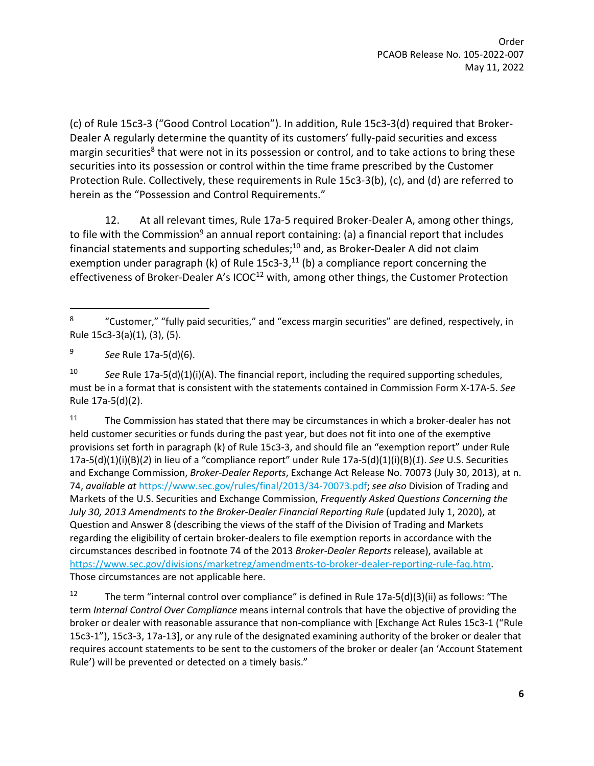(c) of Rule 15c3-3 ("Good Control Location"). In addition, Rule 15c3-3(d) required that Broker-Dealer A regularly determine the quantity of its customers' fully-paid securities and excess margin securities[8] that were not in its possession or control, and to take actions to bring these securities into its possession or control within the time frame prescribed by the Customer Protection Rule. Collectively, these requirements in Rule 15c3-3(b), (c), and (d) are referred to herein as the "Possession and Control Requirements."

12. At all relevant times, Rule 17a-5 required Broker-Dealer A, among other things, to file with the Commission[9] an annual report containing: (a) a financial report that includes financial statements and supporting schedules;[10] and, as Broker-Dealer A did not claim exemption under paragraph (k) of Rule 15c3-3,[11] (b) a compliance report concerning the effectiveness of Broker-Dealer A's ICOC[12] with, among other things, the Customer Protection

---

[8] "Customer," "fully paid securities," and "excess margin securities" are defined, respectively, in Rule 15c3-3(a)(1), (3), (5).

[9] *See* Rule 17a-5(d)(6).

[10] *See* Rule 17a-5(d)(1)(i)(A). The financial report, including the required supporting schedules, must be in a format that is consistent with the statements contained in Commission Form X-17A-5. *See* Rule 17a-5(d)(2).

[11] The Commission has stated that there may be circumstances in which a broker-dealer has not held customer securities or funds during the past year, but does not fit into one of the exemptive provisions set forth in paragraph (k) of Rule 15c3-3, and should file an "exemption report" under Rule 17a-5(d)(1)(i)(B)(*2*) in lieu of a "compliance report" under Rule 17a-5(d)(1)(i)(B)(*1*). *See* U.S. Securities and Exchange Commission, *Broker-Dealer Reports*, Exchange Act Release No. 70073 (July 30, 2013), at n. 74, *available at* https://www.sec.gov/rules/final/2013/34-70073.pdf; *see also* Division of Trading and Markets of the U.S. Securities and Exchange Commission, *Frequently Asked Questions Concerning the July 30, 2013 Amendments to the Broker-Dealer Financial Reporting Rule* (updated July 1, 2020), at Question and Answer 8 (describing the views of the staff of the Division of Trading and Markets regarding the eligibility of certain broker-dealers to file exemption reports in accordance with the circumstances described in footnote 74 of the 2013 *Broker-Dealer Reports* release), available at https://www.sec.gov/divisions/marketreg/amendments-to-broker-dealer-reporting-rule-faq.htm. Those circumstances are not applicable here.

[12] The term "internal control over compliance" is defined in Rule 17a-5(d)(3)(ii) as follows: "The term *Internal Control Over Compliance* means internal controls that have the objective of providing the broker or dealer with reasonable assurance that non-compliance with [Exchange Act Rules 15c3-1 ("Rule 15c3-1"), 15c3-3, 17a-13], or any rule of the designated examining authority of the broker or dealer that requires account statements to be sent to the customers of the broker or dealer (an 'Account Statement Rule') will be prevented or detected on a timely basis."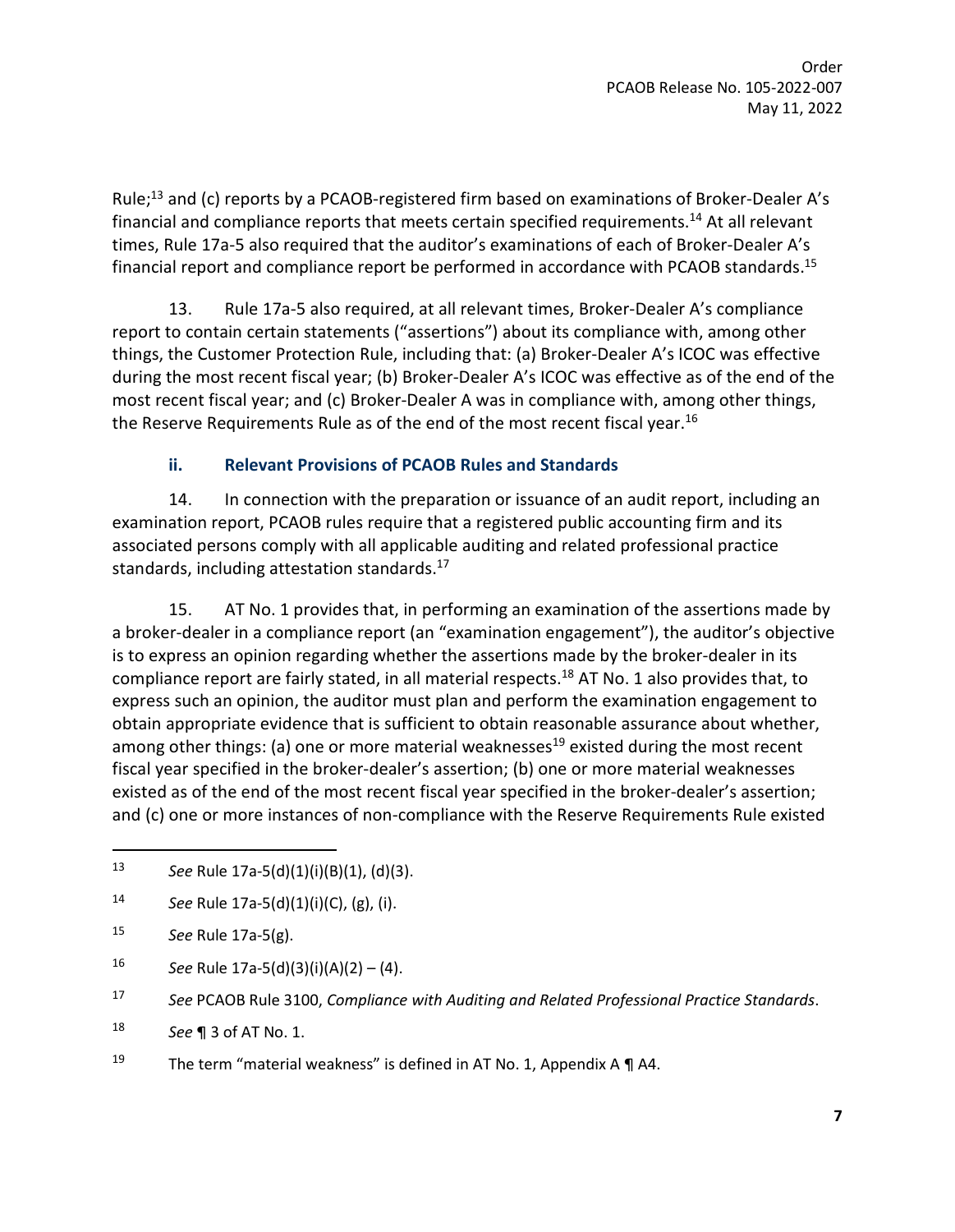Rule;[13] and (c) reports by a PCAOB-registered firm based on examinations of Broker-Dealer A's financial and compliance reports that meets certain specified requirements.[14] At all relevant times, Rule 17a-5 also required that the auditor's examinations of each of Broker-Dealer A's financial report and compliance report be performed in accordance with PCAOB standards.[15]

13. Rule 17a-5 also required, at all relevant times, Broker-Dealer A's compliance report to contain certain statements ("assertions") about its compliance with, among other things, the Customer Protection Rule, including that: (a) Broker-Dealer A's ICOC was effective during the most recent fiscal year; (b) Broker-Dealer A's ICOC was effective as of the end of the most recent fiscal year; and (c) Broker-Dealer A was in compliance with, among other things, the Reserve Requirements Rule as of the end of the most recent fiscal year.[16]

### ii. Relevant Provisions of PCAOB Rules and Standards

14. In connection with the preparation or issuance of an audit report, including an examination report, PCAOB rules require that a registered public accounting firm and its associated persons comply with all applicable auditing and related professional practice standards, including attestation standards.[17]

15. AT No. 1 provides that, in performing an examination of the assertions made by a broker-dealer in a compliance report (an "examination engagement"), the auditor's objective is to express an opinion regarding whether the assertions made by the broker-dealer in its compliance report are fairly stated, in all material respects.[18] AT No. 1 also provides that, to express such an opinion, the auditor must plan and perform the examination engagement to obtain appropriate evidence that is sufficient to obtain reasonable assurance about whether, among other things: (a) one or more material weaknesses[19] existed during the most recent fiscal year specified in the broker-dealer's assertion; (b) one or more material weaknesses existed as of the end of the most recent fiscal year specified in the broker-dealer's assertion; and (c) one or more instances of non-compliance with the Reserve Requirements Rule existed

---

[13] *See* Rule 17a-5(d)(1)(i)(B)(1), (d)(3).

[14] *See* Rule 17a-5(d)(1)(i)(C), (g), (i).

[15] *See* Rule 17a-5(g).

[16] *See* Rule 17a-5(d)(3)(i)(A)(2) – (4).

[17] *See* PCAOB Rule 3100, *Compliance with Auditing and Related Professional Practice Standards*.

[18] *See* ¶ 3 of AT No. 1.

[19] The term "material weakness" is defined in AT No. 1, Appendix A ¶ A4.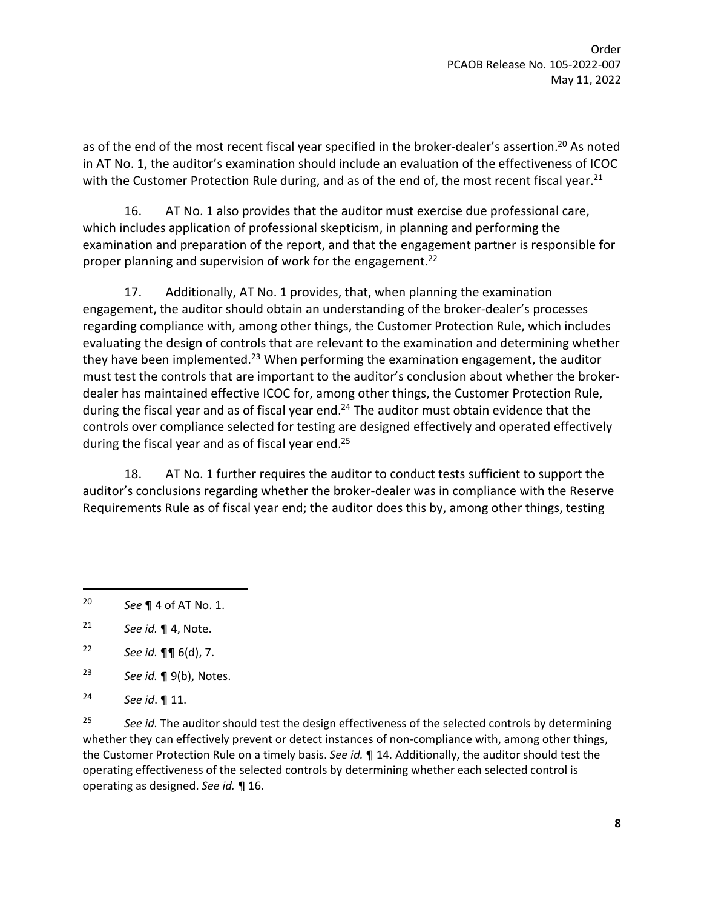as of the end of the most recent fiscal year specified in the broker-dealer's assertion.[20] As noted in AT No. 1, the auditor's examination should include an evaluation of the effectiveness of ICOC with the Customer Protection Rule during, and as of the end of, the most recent fiscal year.[21]

16. AT No. 1 also provides that the auditor must exercise due professional care, which includes application of professional skepticism, in planning and performing the examination and preparation of the report, and that the engagement partner is responsible for proper planning and supervision of work for the engagement.[22]

17. Additionally, AT No. 1 provides, that, when planning the examination engagement, the auditor should obtain an understanding of the broker-dealer's processes regarding compliance with, among other things, the Customer Protection Rule, which includes evaluating the design of controls that are relevant to the examination and determining whether they have been implemented.[23] When performing the examination engagement, the auditor must test the controls that are important to the auditor's conclusion about whether the broker-dealer has maintained effective ICOC for, among other things, the Customer Protection Rule, during the fiscal year and as of fiscal year end.[24] The auditor must obtain evidence that the controls over compliance selected for testing are designed effectively and operated effectively during the fiscal year and as of fiscal year end.[25]

18. AT No. 1 further requires the auditor to conduct tests sufficient to support the auditor's conclusions regarding whether the broker-dealer was in compliance with the Reserve Requirements Rule as of fiscal year end; the auditor does this by, among other things, testing

---

[20] *See* ¶ 4 of AT No. 1.

[21] *See id.* ¶ 4, Note.

[22] *See id.* ¶¶ 6(d), 7.

[23] *See id.* ¶ 9(b), Notes.

[24] *See id*. ¶ 11.

[25] *See id.* The auditor should test the design effectiveness of the selected controls by determining whether they can effectively prevent or detect instances of non-compliance with, among other things, the Customer Protection Rule on a timely basis. *See id.* ¶ 14. Additionally, the auditor should test the operating effectiveness of the selected controls by determining whether each selected control is operating as designed. *See id.* ¶ 16.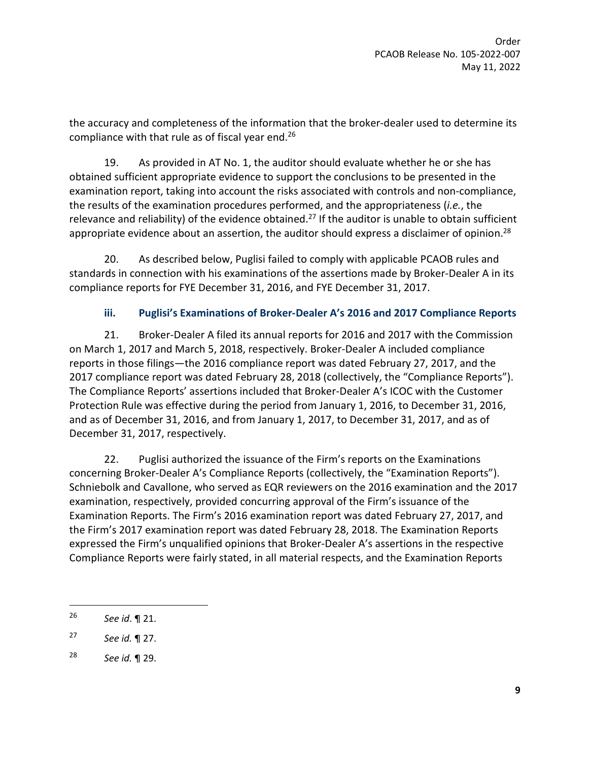the accuracy and completeness of the information that the broker-dealer used to determine its compliance with that rule as of fiscal year end.[26]

19. As provided in AT No. 1, the auditor should evaluate whether he or she has obtained sufficient appropriate evidence to support the conclusions to be presented in the examination report, taking into account the risks associated with controls and non-compliance, the results of the examination procedures performed, and the appropriateness (*i.e.*, the relevance and reliability) of the evidence obtained.[27] If the auditor is unable to obtain sufficient appropriate evidence about an assertion, the auditor should express a disclaimer of opinion.[28]

20. As described below, Puglisi failed to comply with applicable PCAOB rules and standards in connection with his examinations of the assertions made by Broker-Dealer A in its compliance reports for FYE December 31, 2016, and FYE December 31, 2017.

### iii. Puglisi's Examinations of Broker-Dealer A's 2016 and 2017 Compliance Reports

21. Broker-Dealer A filed its annual reports for 2016 and 2017 with the Commission on March 1, 2017 and March 5, 2018, respectively. Broker-Dealer A included compliance reports in those filings—the 2016 compliance report was dated February 27, 2017, and the 2017 compliance report was dated February 28, 2018 (collectively, the "Compliance Reports"). The Compliance Reports' assertions included that Broker-Dealer A's ICOC with the Customer Protection Rule was effective during the period from January 1, 2016, to December 31, 2016, and as of December 31, 2016, and from January 1, 2017, to December 31, 2017, and as of December 31, 2017, respectively.

22. Puglisi authorized the issuance of the Firm's reports on the Examinations concerning Broker-Dealer A's Compliance Reports (collectively, the "Examination Reports"). Schniebolk and Cavallone, who served as EQR reviewers on the 2016 examination and the 2017 examination, respectively, provided concurring approval of the Firm's issuance of the Examination Reports. The Firm's 2016 examination report was dated February 27, 2017, and the Firm's 2017 examination report was dated February 28, 2018. The Examination Reports expressed the Firm's unqualified opinions that Broker-Dealer A's assertions in the respective Compliance Reports were fairly stated, in all material respects, and the Examination Reports

---

[26] *See id*. ¶ 21.

[27] *See id.* ¶ 27.

[28] *See id.* ¶ 29.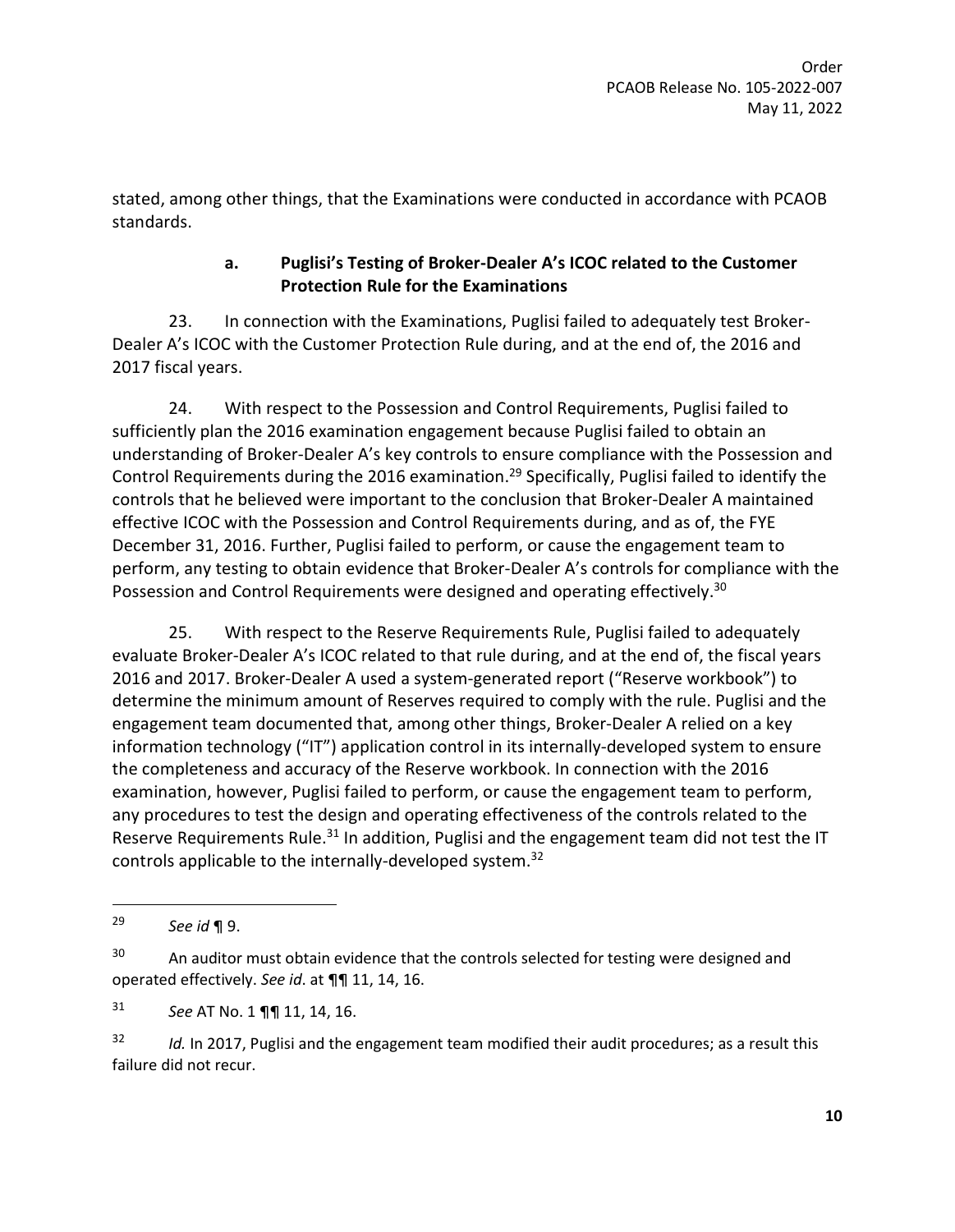stated, among other things, that the Examinations were conducted in accordance with PCAOB standards.

#### a. Puglisi's Testing of Broker-Dealer A's ICOC related to the Customer Protection Rule for the Examinations

23. In connection with the Examinations, Puglisi failed to adequately test Broker-Dealer A's ICOC with the Customer Protection Rule during, and at the end of, the 2016 and 2017 fiscal years.

24. With respect to the Possession and Control Requirements, Puglisi failed to sufficiently plan the 2016 examination engagement because Puglisi failed to obtain an understanding of Broker-Dealer A's key controls to ensure compliance with the Possession and Control Requirements during the 2016 examination.[29] Specifically, Puglisi failed to identify the controls that he believed were important to the conclusion that Broker-Dealer A maintained effective ICOC with the Possession and Control Requirements during, and as of, the FYE December 31, 2016. Further, Puglisi failed to perform, or cause the engagement team to perform, any testing to obtain evidence that Broker-Dealer A's controls for compliance with the Possession and Control Requirements were designed and operating effectively.[30]

25. With respect to the Reserve Requirements Rule, Puglisi failed to adequately evaluate Broker-Dealer A's ICOC related to that rule during, and at the end of, the fiscal years 2016 and 2017. Broker-Dealer A used a system-generated report ("Reserve workbook") to determine the minimum amount of Reserves required to comply with the rule. Puglisi and the engagement team documented that, among other things, Broker-Dealer A relied on a key information technology ("IT") application control in its internally-developed system to ensure the completeness and accuracy of the Reserve workbook. In connection with the 2016 examination, however, Puglisi failed to perform, or cause the engagement team to perform, any procedures to test the design and operating effectiveness of the controls related to the Reserve Requirements Rule.[31] In addition, Puglisi and the engagement team did not test the IT controls applicable to the internally-developed system.[32]

---

[29] *See id* ¶ 9.

[30] An auditor must obtain evidence that the controls selected for testing were designed and operated effectively. *See id*. at ¶¶ 11, 14, 16.

[31] *See* AT No. 1 ¶¶ 11, 14, 16.

[32] *Id.* In 2017, Puglisi and the engagement team modified their audit procedures; as a result this failure did not recur.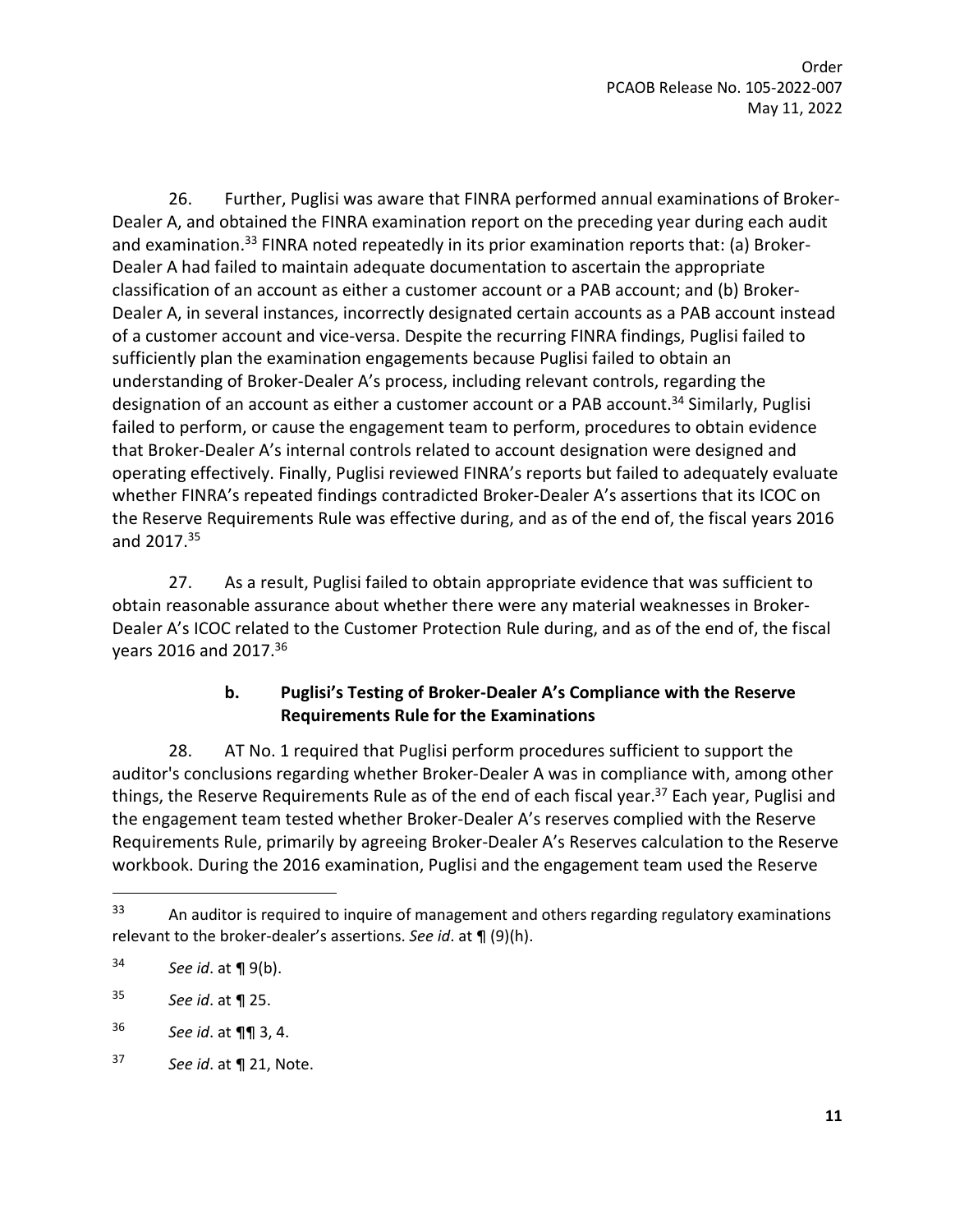26. Further, Puglisi was aware that FINRA performed annual examinations of Broker-Dealer A, and obtained the FINRA examination report on the preceding year during each audit and examination.[33] FINRA noted repeatedly in its prior examination reports that: (a) Broker-Dealer A had failed to maintain adequate documentation to ascertain the appropriate classification of an account as either a customer account or a PAB account; and (b) Broker-Dealer A, in several instances, incorrectly designated certain accounts as a PAB account instead of a customer account and vice-versa. Despite the recurring FINRA findings, Puglisi failed to sufficiently plan the examination engagements because Puglisi failed to obtain an understanding of Broker-Dealer A's process, including relevant controls, regarding the designation of an account as either a customer account or a PAB account.[34] Similarly, Puglisi failed to perform, or cause the engagement team to perform, procedures to obtain evidence that Broker-Dealer A's internal controls related to account designation were designed and operating effectively. Finally, Puglisi reviewed FINRA's reports but failed to adequately evaluate whether FINRA's repeated findings contradicted Broker-Dealer A's assertions that its ICOC on the Reserve Requirements Rule was effective during, and as of the end of, the fiscal years 2016 and 2017.[35]

27. As a result, Puglisi failed to obtain appropriate evidence that was sufficient to obtain reasonable assurance about whether there were any material weaknesses in Broker-Dealer A's ICOC related to the Customer Protection Rule during, and as of the end of, the fiscal years 2016 and 2017.[36]

### b. Puglisi's Testing of Broker-Dealer A's Compliance with the Reserve Requirements Rule for the Examinations

28. AT No. 1 required that Puglisi perform procedures sufficient to support the auditor's conclusions regarding whether Broker-Dealer A was in compliance with, among other things, the Reserve Requirements Rule as of the end of each fiscal year.[37] Each year, Puglisi and the engagement team tested whether Broker-Dealer A's reserves complied with the Reserve Requirements Rule, primarily by agreeing Broker-Dealer A's Reserves calculation to the Reserve workbook. During the 2016 examination, Puglisi and the engagement team used the Reserve

---

[33] An auditor is required to inquire of management and others regarding regulatory examinations relevant to the broker-dealer's assertions. *See id*. at ¶ (9)(h).

[34] *See id*. at ¶ 9(b).

[35] *See id*. at ¶ 25.

[36] *See id*. at ¶¶ 3, 4.

[37] *See id*. at ¶ 21, Note.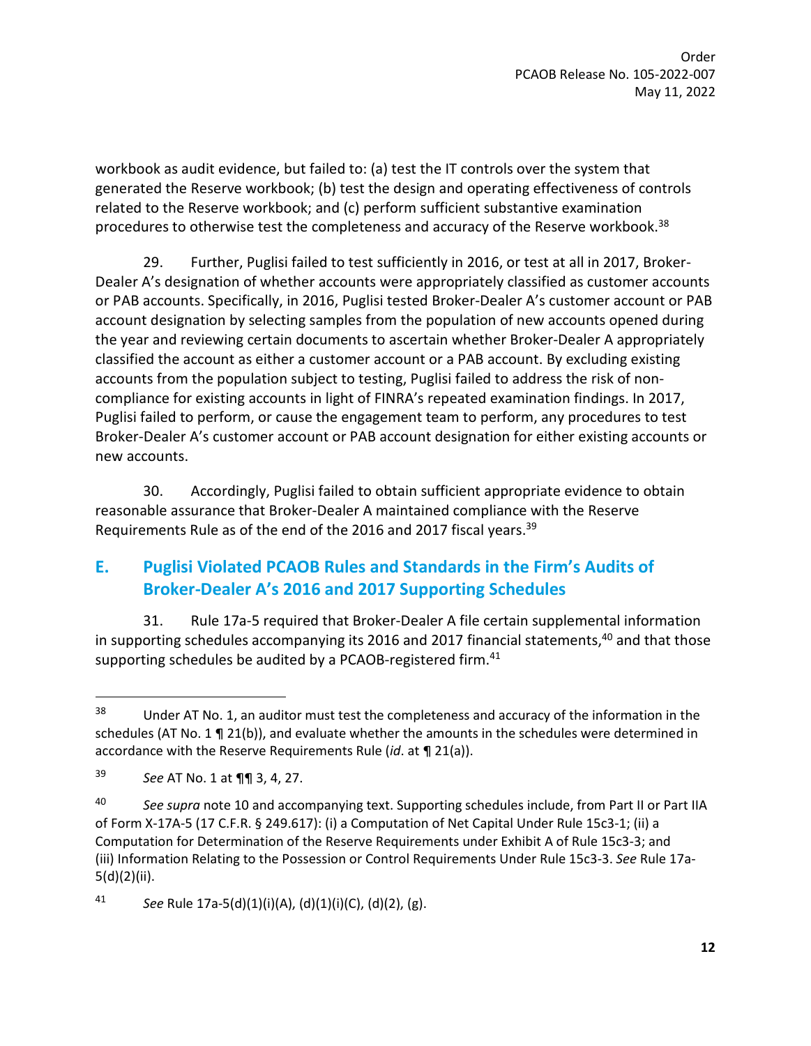workbook as audit evidence, but failed to: (a) test the IT controls over the system that generated the Reserve workbook; (b) test the design and operating effectiveness of controls related to the Reserve workbook; and (c) perform sufficient substantive examination procedures to otherwise test the completeness and accuracy of the Reserve workbook.[38]

29. Further, Puglisi failed to test sufficiently in 2016, or test at all in 2017, Broker-Dealer A's designation of whether accounts were appropriately classified as customer accounts or PAB accounts. Specifically, in 2016, Puglisi tested Broker-Dealer A's customer account or PAB account designation by selecting samples from the population of new accounts opened during the year and reviewing certain documents to ascertain whether Broker-Dealer A appropriately classified the account as either a customer account or a PAB account. By excluding existing accounts from the population subject to testing, Puglisi failed to address the risk of non-compliance for existing accounts in light of FINRA's repeated examination findings. In 2017, Puglisi failed to perform, or cause the engagement team to perform, any procedures to test Broker-Dealer A's customer account or PAB account designation for either existing accounts or new accounts.

30. Accordingly, Puglisi failed to obtain sufficient appropriate evidence to obtain reasonable assurance that Broker-Dealer A maintained compliance with the Reserve Requirements Rule as of the end of the 2016 and 2017 fiscal years.[39]

## E. Puglisi Violated PCAOB Rules and Standards in the Firm's Audits of Broker-Dealer A's 2016 and 2017 Supporting Schedules

31. Rule 17a-5 required that Broker-Dealer A file certain supplemental information in supporting schedules accompanying its 2016 and 2017 financial statements,[40] and that those supporting schedules be audited by a PCAOB-registered firm.[41]

---

[38] Under AT No. 1, an auditor must test the completeness and accuracy of the information in the schedules (AT No. 1 ¶ 21(b)), and evaluate whether the amounts in the schedules were determined in accordance with the Reserve Requirements Rule (*id*. at ¶ 21(a)).

[39] *See* AT No. 1 at ¶¶ 3, 4, 27.

[40] *See supra* note 10 and accompanying text. Supporting schedules include, from Part II or Part IIA of Form X-17A-5 (17 C.F.R. § 249.617): (i) a Computation of Net Capital Under Rule 15c3-1; (ii) a Computation for Determination of the Reserve Requirements under Exhibit A of Rule 15c3-3; and (iii) Information Relating to the Possession or Control Requirements Under Rule 15c3-3. *See* Rule 17a-5(d)(2)(ii).

[41] *See* Rule 17a-5(d)(1)(i)(A), (d)(1)(i)(C), (d)(2), (g).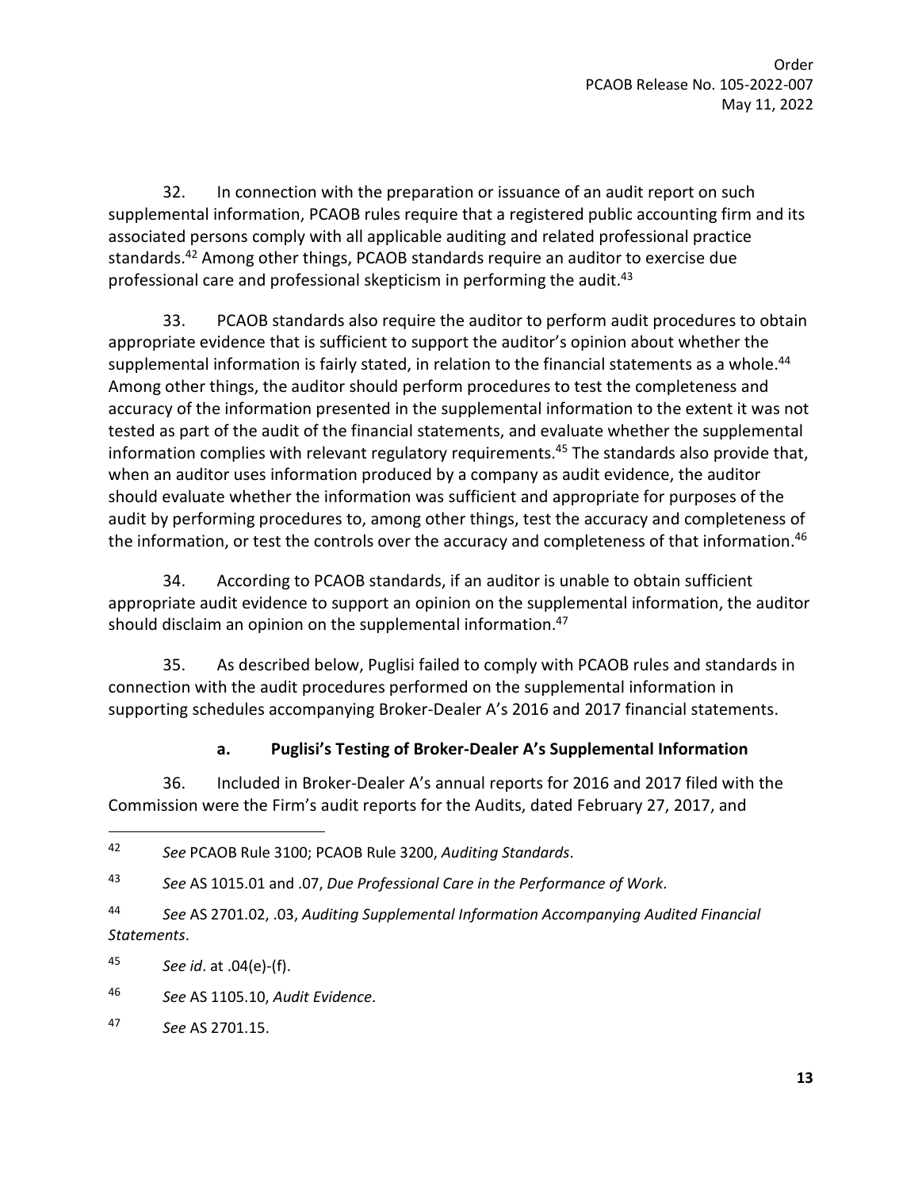32. In connection with the preparation or issuance of an audit report on such supplemental information, PCAOB rules require that a registered public accounting firm and its associated persons comply with all applicable auditing and related professional practice standards.[42] Among other things, PCAOB standards require an auditor to exercise due professional care and professional skepticism in performing the audit.[43]

33. PCAOB standards also require the auditor to perform audit procedures to obtain appropriate evidence that is sufficient to support the auditor's opinion about whether the supplemental information is fairly stated, in relation to the financial statements as a whole.[44] Among other things, the auditor should perform procedures to test the completeness and accuracy of the information presented in the supplemental information to the extent it was not tested as part of the audit of the financial statements, and evaluate whether the supplemental information complies with relevant regulatory requirements.[45] The standards also provide that, when an auditor uses information produced by a company as audit evidence, the auditor should evaluate whether the information was sufficient and appropriate for purposes of the audit by performing procedures to, among other things, test the accuracy and completeness of the information, or test the controls over the accuracy and completeness of that information.[46]

34. According to PCAOB standards, if an auditor is unable to obtain sufficient appropriate audit evidence to support an opinion on the supplemental information, the auditor should disclaim an opinion on the supplemental information.[47]

35. As described below, Puglisi failed to comply with PCAOB rules and standards in connection with the audit procedures performed on the supplemental information in supporting schedules accompanying Broker-Dealer A's 2016 and 2017 financial statements.

#### a. Puglisi's Testing of Broker-Dealer A's Supplemental Information

36. Included in Broker-Dealer A's annual reports for 2016 and 2017 filed with the Commission were the Firm's audit reports for the Audits, dated February 27, 2017, and

---

[42] *See* PCAOB Rule 3100; PCAOB Rule 3200, *Auditing Standards*.

[43] *See* AS 1015.01 and .07, *Due Professional Care in the Performance of Work*.

[44] *See* AS 2701.02, .03, *Auditing Supplemental Information Accompanying Audited Financial Statements*.

[45] *See id*. at .04(e)-(f).

[46] *See* AS 1105.10, *Audit Evidence*.

[47] *See* AS 2701.15.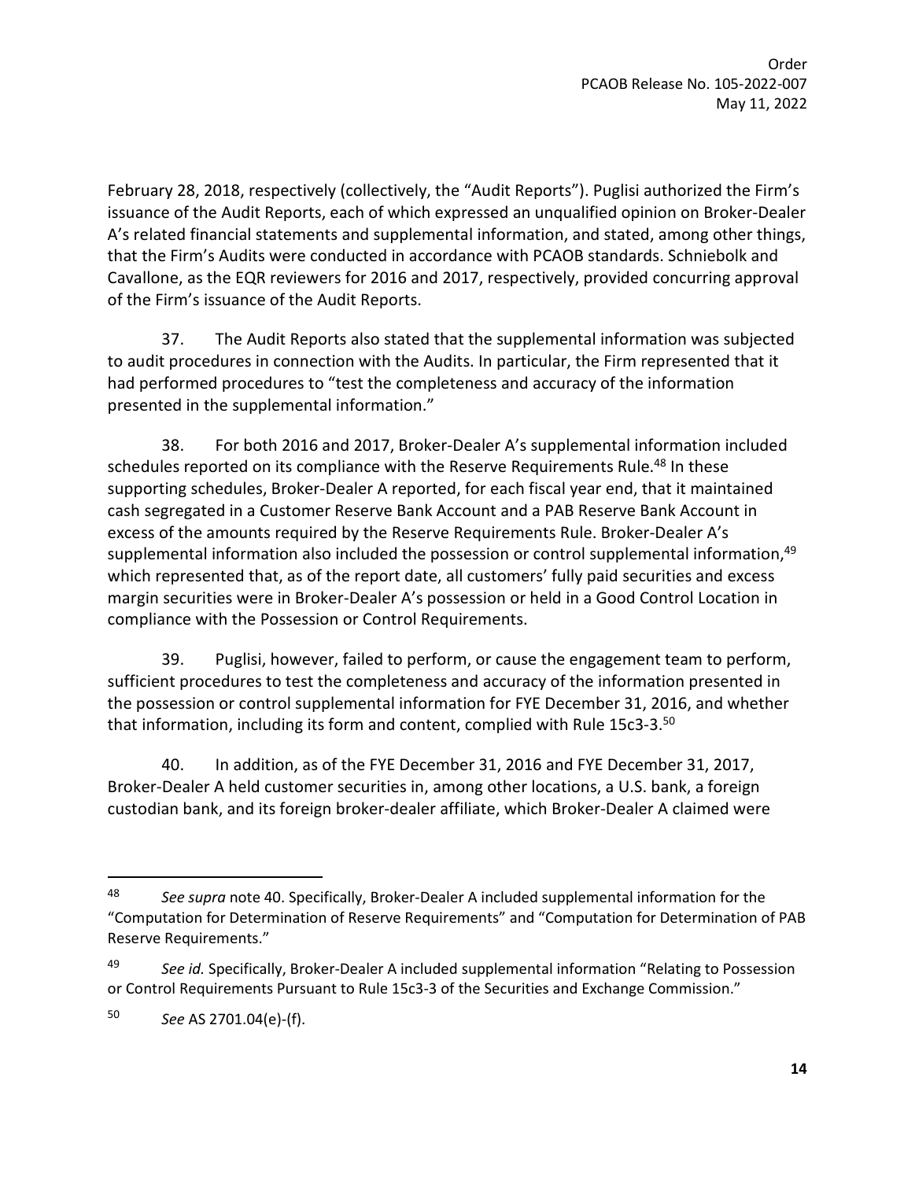February 28, 2018, respectively (collectively, the "Audit Reports"). Puglisi authorized the Firm's issuance of the Audit Reports, each of which expressed an unqualified opinion on Broker-Dealer A's related financial statements and supplemental information, and stated, among other things, that the Firm's Audits were conducted in accordance with PCAOB standards. Schniebolk and Cavallone, as the EQR reviewers for 2016 and 2017, respectively, provided concurring approval of the Firm's issuance of the Audit Reports.

37. The Audit Reports also stated that the supplemental information was subjected to audit procedures in connection with the Audits. In particular, the Firm represented that it had performed procedures to "test the completeness and accuracy of the information presented in the supplemental information."

38. For both 2016 and 2017, Broker-Dealer A's supplemental information included schedules reported on its compliance with the Reserve Requirements Rule.[48] In these supporting schedules, Broker-Dealer A reported, for each fiscal year end, that it maintained cash segregated in a Customer Reserve Bank Account and a PAB Reserve Bank Account in excess of the amounts required by the Reserve Requirements Rule. Broker-Dealer A's supplemental information also included the possession or control supplemental information,[49] which represented that, as of the report date, all customers' fully paid securities and excess margin securities were in Broker-Dealer A's possession or held in a Good Control Location in compliance with the Possession or Control Requirements.

39. Puglisi, however, failed to perform, or cause the engagement team to perform, sufficient procedures to test the completeness and accuracy of the information presented in the possession or control supplemental information for FYE December 31, 2016, and whether that information, including its form and content, complied with Rule 15c3-3.[50]

40. In addition, as of the FYE December 31, 2016 and FYE December 31, 2017, Broker-Dealer A held customer securities in, among other locations, a U.S. bank, a foreign custodian bank, and its foreign broker-dealer affiliate, which Broker-Dealer A claimed were

---

[48] *See supra* note 40. Specifically, Broker-Dealer A included supplemental information for the "Computation for Determination of Reserve Requirements" and "Computation for Determination of PAB Reserve Requirements."

[49] *See id.* Specifically, Broker-Dealer A included supplemental information "Relating to Possession or Control Requirements Pursuant to Rule 15c3-3 of the Securities and Exchange Commission."

[50] *See* AS 2701.04(e)-(f).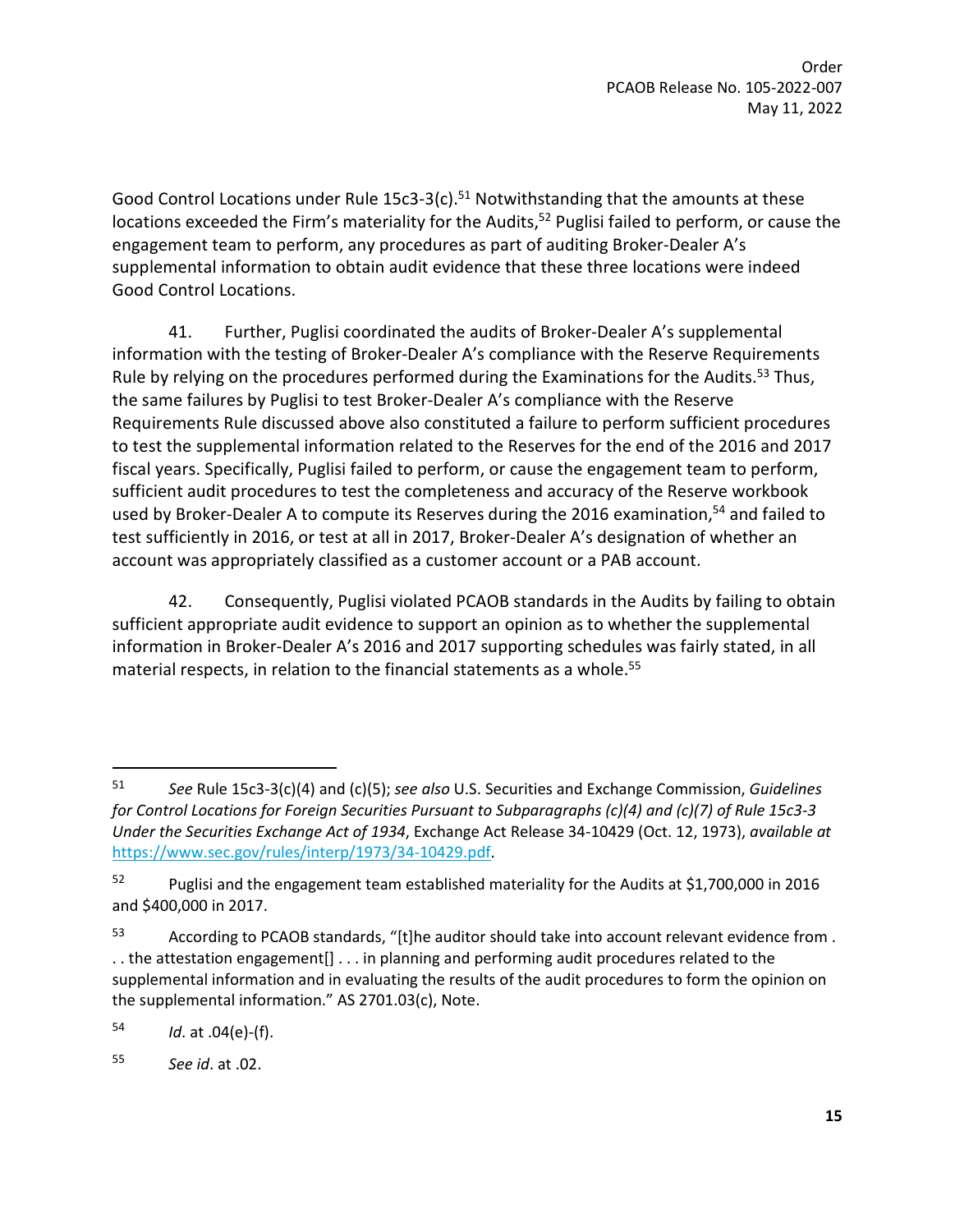Good Control Locations under Rule 15c3-3(c).[51] Notwithstanding that the amounts at these locations exceeded the Firm's materiality for the Audits,[52] Puglisi failed to perform, or cause the engagement team to perform, any procedures as part of auditing Broker-Dealer A's supplemental information to obtain audit evidence that these three locations were indeed Good Control Locations.

41. Further, Puglisi coordinated the audits of Broker-Dealer A's supplemental information with the testing of Broker-Dealer A's compliance with the Reserve Requirements Rule by relying on the procedures performed during the Examinations for the Audits.[53] Thus, the same failures by Puglisi to test Broker-Dealer A's compliance with the Reserve Requirements Rule discussed above also constituted a failure to perform sufficient procedures to test the supplemental information related to the Reserves for the end of the 2016 and 2017 fiscal years. Specifically, Puglisi failed to perform, or cause the engagement team to perform, sufficient audit procedures to test the completeness and accuracy of the Reserve workbook used by Broker-Dealer A to compute its Reserves during the 2016 examination,[54] and failed to test sufficiently in 2016, or test at all in 2017, Broker-Dealer A's designation of whether an account was appropriately classified as a customer account or a PAB account.

42. Consequently, Puglisi violated PCAOB standards in the Audits by failing to obtain sufficient appropriate audit evidence to support an opinion as to whether the supplemental information in Broker-Dealer A's 2016 and 2017 supporting schedules was fairly stated, in all material respects, in relation to the financial statements as a whole.[55]

---

[51] *See* Rule 15c3-3(c)(4) and (c)(5); *see also* U.S. Securities and Exchange Commission, *Guidelines for Control Locations for Foreign Securities Pursuant to Subparagraphs (c)(4) and (c)(7) of Rule 15c3-3 Under the Securities Exchange Act of 1934*, Exchange Act Release 34-10429 (Oct. 12, 1973), *available at* https://www.sec.gov/rules/interp/1973/34-10429.pdf.

[52] Puglisi and the engagement team established materiality for the Audits at $1,700,000 in 2016 and $400,000 in 2017.

[53] According to PCAOB standards, "[t]he auditor should take into account relevant evidence from . . . the attestation engagement[] . . . in planning and performing audit procedures related to the supplemental information and in evaluating the results of the audit procedures to form the opinion on the supplemental information." AS 2701.03(c), Note.

[54] *Id*. at .04(e)-(f).

[55] *See id*. at .02.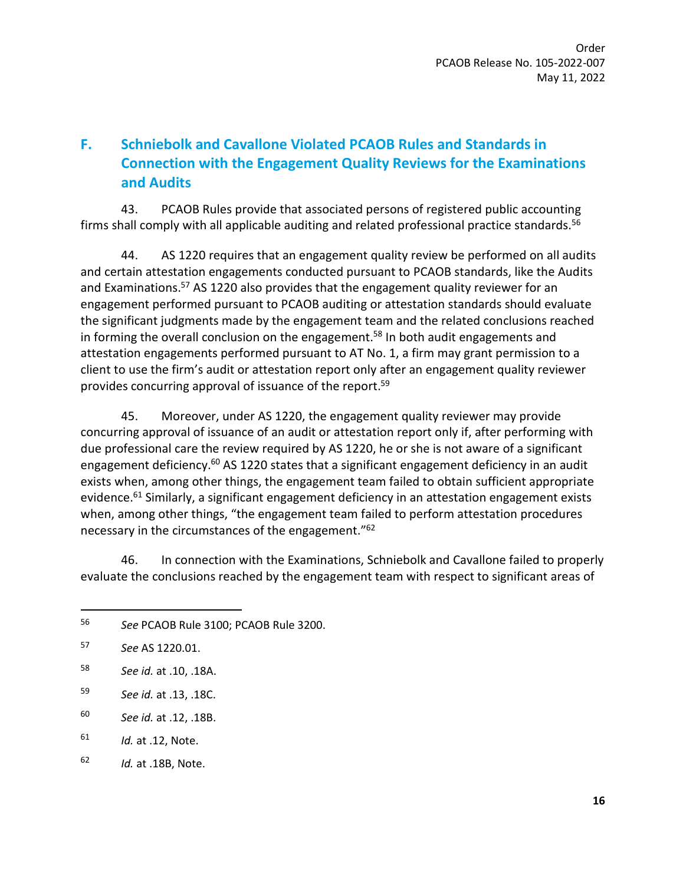## F. Schniebolk and Cavallone Violated PCAOB Rules and Standards in Connection with the Engagement Quality Reviews for the Examinations and Audits

43. PCAOB Rules provide that associated persons of registered public accounting firms shall comply with all applicable auditing and related professional practice standards.[56]

44. AS 1220 requires that an engagement quality review be performed on all audits and certain attestation engagements conducted pursuant to PCAOB standards, like the Audits and Examinations.[57] AS 1220 also provides that the engagement quality reviewer for an engagement performed pursuant to PCAOB auditing or attestation standards should evaluate the significant judgments made by the engagement team and the related conclusions reached in forming the overall conclusion on the engagement.[58] In both audit engagements and attestation engagements performed pursuant to AT No. 1, a firm may grant permission to a client to use the firm's audit or attestation report only after an engagement quality reviewer provides concurring approval of issuance of the report.[59]

45. Moreover, under AS 1220, the engagement quality reviewer may provide concurring approval of issuance of an audit or attestation report only if, after performing with due professional care the review required by AS 1220, he or she is not aware of a significant engagement deficiency.[60] AS 1220 states that a significant engagement deficiency in an audit exists when, among other things, the engagement team failed to obtain sufficient appropriate evidence.[61] Similarly, a significant engagement deficiency in an attestation engagement exists when, among other things, "the engagement team failed to perform attestation procedures necessary in the circumstances of the engagement."[62]

46. In connection with the Examinations, Schniebolk and Cavallone failed to properly evaluate the conclusions reached by the engagement team with respect to significant areas of

---

[56] *See* PCAOB Rule 3100; PCAOB Rule 3200.

[57] *See* AS 1220.01.

[58] *See id.* at .10, .18A.

[59] *See id.* at .13, .18C.

[60] *See id.* at .12, .18B.

[61] *Id.* at .12, Note.

[62] *Id.* at .18B, Note.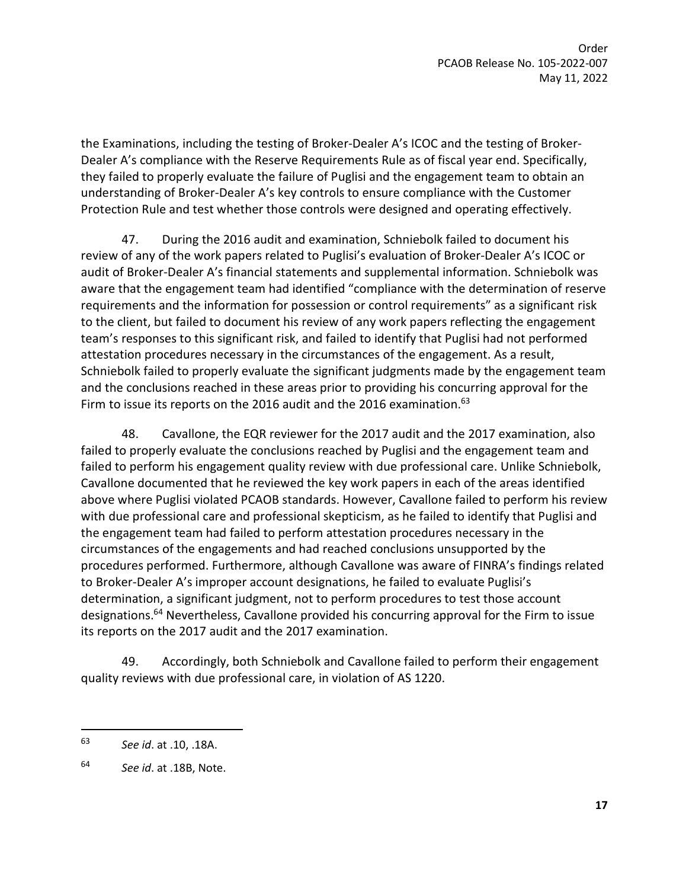the Examinations, including the testing of Broker-Dealer A's ICOC and the testing of Broker-Dealer A's compliance with the Reserve Requirements Rule as of fiscal year end. Specifically, they failed to properly evaluate the failure of Puglisi and the engagement team to obtain an understanding of Broker-Dealer A's key controls to ensure compliance with the Customer Protection Rule and test whether those controls were designed and operating effectively.

47. During the 2016 audit and examination, Schniebolk failed to document his review of any of the work papers related to Puglisi's evaluation of Broker-Dealer A's ICOC or audit of Broker-Dealer A's financial statements and supplemental information. Schniebolk was aware that the engagement team had identified "compliance with the determination of reserve requirements and the information for possession or control requirements" as a significant risk to the client, but failed to document his review of any work papers reflecting the engagement team's responses to this significant risk, and failed to identify that Puglisi had not performed attestation procedures necessary in the circumstances of the engagement. As a result, Schniebolk failed to properly evaluate the significant judgments made by the engagement team and the conclusions reached in these areas prior to providing his concurring approval for the Firm to issue its reports on the 2016 audit and the 2016 examination.[63]

48. Cavallone, the EQR reviewer for the 2017 audit and the 2017 examination, also failed to properly evaluate the conclusions reached by Puglisi and the engagement team and failed to perform his engagement quality review with due professional care. Unlike Schniebolk, Cavallone documented that he reviewed the key work papers in each of the areas identified above where Puglisi violated PCAOB standards. However, Cavallone failed to perform his review with due professional care and professional skepticism, as he failed to identify that Puglisi and the engagement team had failed to perform attestation procedures necessary in the circumstances of the engagements and had reached conclusions unsupported by the procedures performed. Furthermore, although Cavallone was aware of FINRA's findings related to Broker-Dealer A's improper account designations, he failed to evaluate Puglisi's determination, a significant judgment, not to perform procedures to test those account designations.[64] Nevertheless, Cavallone provided his concurring approval for the Firm to issue its reports on the 2017 audit and the 2017 examination.

49. Accordingly, both Schniebolk and Cavallone failed to perform their engagement quality reviews with due professional care, in violation of AS 1220.

---

[63] *See id*. at .10, .18A.

[64] *See id*. at .18B, Note.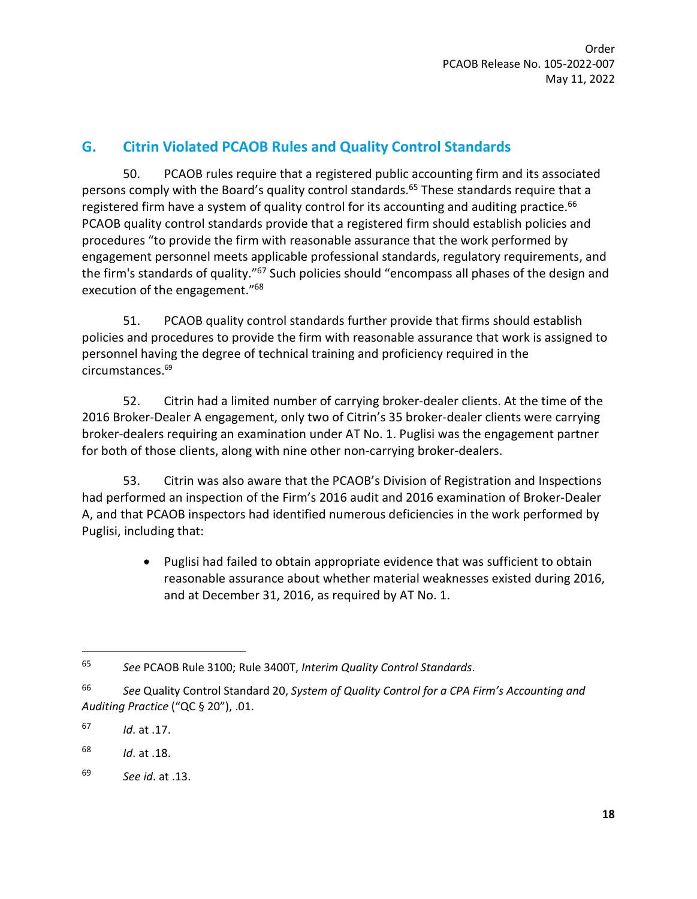## G. Citrin Violated PCAOB Rules and Quality Control Standards

50. PCAOB rules require that a registered public accounting firm and its associated persons comply with the Board's quality control standards.[65] These standards require that a registered firm have a system of quality control for its accounting and auditing practice.[66] PCAOB quality control standards provide that a registered firm should establish policies and procedures "to provide the firm with reasonable assurance that the work performed by engagement personnel meets applicable professional standards, regulatory requirements, and the firm's standards of quality."[67] Such policies should "encompass all phases of the design and execution of the engagement."[68]

51. PCAOB quality control standards further provide that firms should establish policies and procedures to provide the firm with reasonable assurance that work is assigned to personnel having the degree of technical training and proficiency required in the circumstances.[69]

52. Citrin had a limited number of carrying broker-dealer clients. At the time of the 2016 Broker-Dealer A engagement, only two of Citrin's 35 broker-dealer clients were carrying broker-dealers requiring an examination under AT No. 1. Puglisi was the engagement partner for both of those clients, along with nine other non-carrying broker-dealers.

53. Citrin was also aware that the PCAOB's Division of Registration and Inspections had performed an inspection of the Firm's 2016 audit and 2016 examination of Broker-Dealer A, and that PCAOB inspectors had identified numerous deficiencies in the work performed by Puglisi, including that:

- Puglisi had failed to obtain appropriate evidence that was sufficient to obtain reasonable assurance about whether material weaknesses existed during 2016, and at December 31, 2016, as required by AT No. 1.

---

[65] *See* PCAOB Rule 3100; Rule 3400T, *Interim Quality Control Standards*.

[66] *See* Quality Control Standard 20, *System of Quality Control for a CPA Firm's Accounting and Auditing Practice* ("QC § 20"), .01.

[67] *Id*. at .17.

[68] *Id*. at .18.

[69] *See id*. at .13.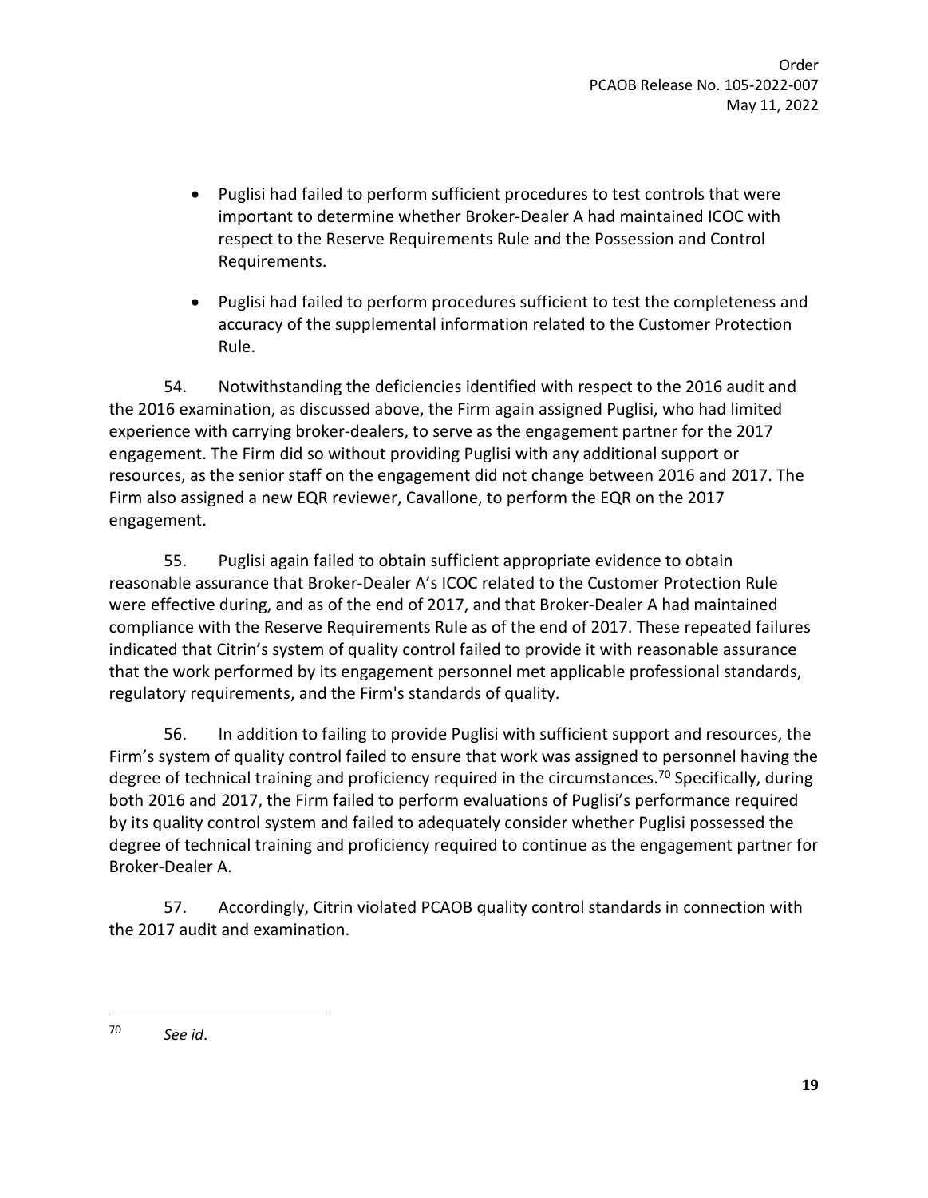- Puglisi had failed to perform sufficient procedures to test controls that were important to determine whether Broker-Dealer A had maintained ICOC with respect to the Reserve Requirements Rule and the Possession and Control Requirements.

- Puglisi had failed to perform procedures sufficient to test the completeness and accuracy of the supplemental information related to the Customer Protection Rule.

54. Notwithstanding the deficiencies identified with respect to the 2016 audit and the 2016 examination, as discussed above, the Firm again assigned Puglisi, who had limited experience with carrying broker-dealers, to serve as the engagement partner for the 2017 engagement. The Firm did so without providing Puglisi with any additional support or resources, as the senior staff on the engagement did not change between 2016 and 2017. The Firm also assigned a new EQR reviewer, Cavallone, to perform the EQR on the 2017 engagement.

55. Puglisi again failed to obtain sufficient appropriate evidence to obtain reasonable assurance that Broker-Dealer A's ICOC related to the Customer Protection Rule were effective during, and as of the end of 2017, and that Broker-Dealer A had maintained compliance with the Reserve Requirements Rule as of the end of 2017. These repeated failures indicated that Citrin's system of quality control failed to provide it with reasonable assurance that the work performed by its engagement personnel met applicable professional standards, regulatory requirements, and the Firm's standards of quality.

56. In addition to failing to provide Puglisi with sufficient support and resources, the Firm's system of quality control failed to ensure that work was assigned to personnel having the degree of technical training and proficiency required in the circumstances.[70] Specifically, during both 2016 and 2017, the Firm failed to perform evaluations of Puglisi's performance required by its quality control system and failed to adequately consider whether Puglisi possessed the degree of technical training and proficiency required to continue as the engagement partner for Broker-Dealer A.

57. Accordingly, Citrin violated PCAOB quality control standards in connection with the 2017 audit and examination.

---

[70] *See id*.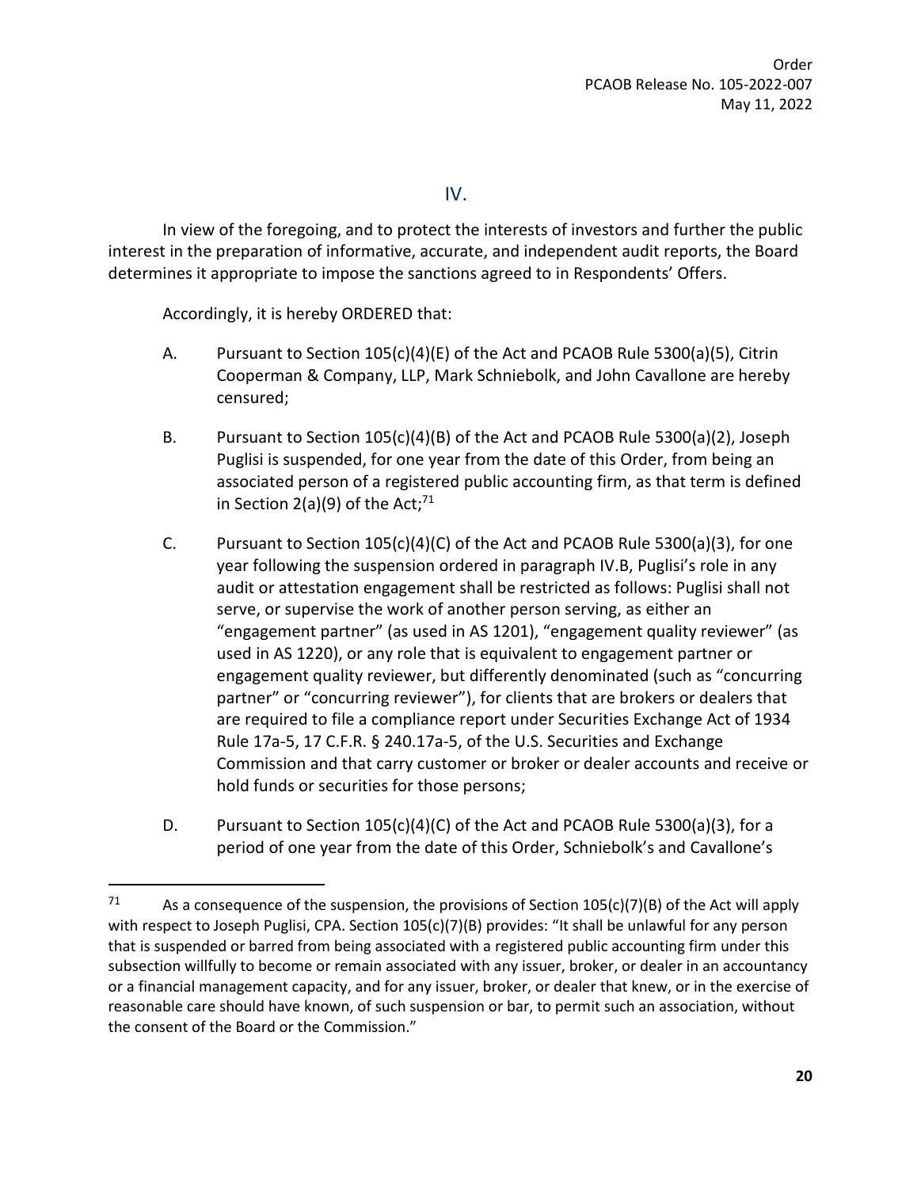## IV.

In view of the foregoing, and to protect the interests of investors and further the public interest in the preparation of informative, accurate, and independent audit reports, the Board determines it appropriate to impose the sanctions agreed to in Respondents' Offers.

Accordingly, it is hereby ORDERED that:

A. Pursuant to Section 105(c)(4)(E) of the Act and PCAOB Rule 5300(a)(5), Citrin Cooperman & Company, LLP, Mark Schniebolk, and John Cavallone are hereby censured;

B. Pursuant to Section 105(c)(4)(B) of the Act and PCAOB Rule 5300(a)(2), Joseph Puglisi is suspended, for one year from the date of this Order, from being an associated person of a registered public accounting firm, as that term is defined in Section 2(a)(9) of the Act;[71]

C. Pursuant to Section 105(c)(4)(C) of the Act and PCAOB Rule 5300(a)(3), for one year following the suspension ordered in paragraph IV.B, Puglisi's role in any audit or attestation engagement shall be restricted as follows: Puglisi shall not serve, or supervise the work of another person serving, as either an "engagement partner" (as used in AS 1201), "engagement quality reviewer" (as used in AS 1220), or any role that is equivalent to engagement partner or engagement quality reviewer, but differently denominated (such as "concurring partner" or "concurring reviewer"), for clients that are brokers or dealers that are required to file a compliance report under Securities Exchange Act of 1934 Rule 17a-5, 17 C.F.R. § 240.17a-5, of the U.S. Securities and Exchange Commission and that carry customer or broker or dealer accounts and receive or hold funds or securities for those persons;

D. Pursuant to Section 105(c)(4)(C) of the Act and PCAOB Rule 5300(a)(3), for a period of one year from the date of this Order, Schniebolk's and Cavallone's

---

[71] As a consequence of the suspension, the provisions of Section 105(c)(7)(B) of the Act will apply with respect to Joseph Puglisi, CPA. Section 105(c)(7)(B) provides: "It shall be unlawful for any person that is suspended or barred from being associated with a registered public accounting firm under this subsection willfully to become or remain associated with any issuer, broker, or dealer in an accountancy or a financial management capacity, and for any issuer, broker, or dealer that knew, or in the exercise of reasonable care should have known, of such suspension or bar, to permit such an association, without the consent of the Board or the Commission."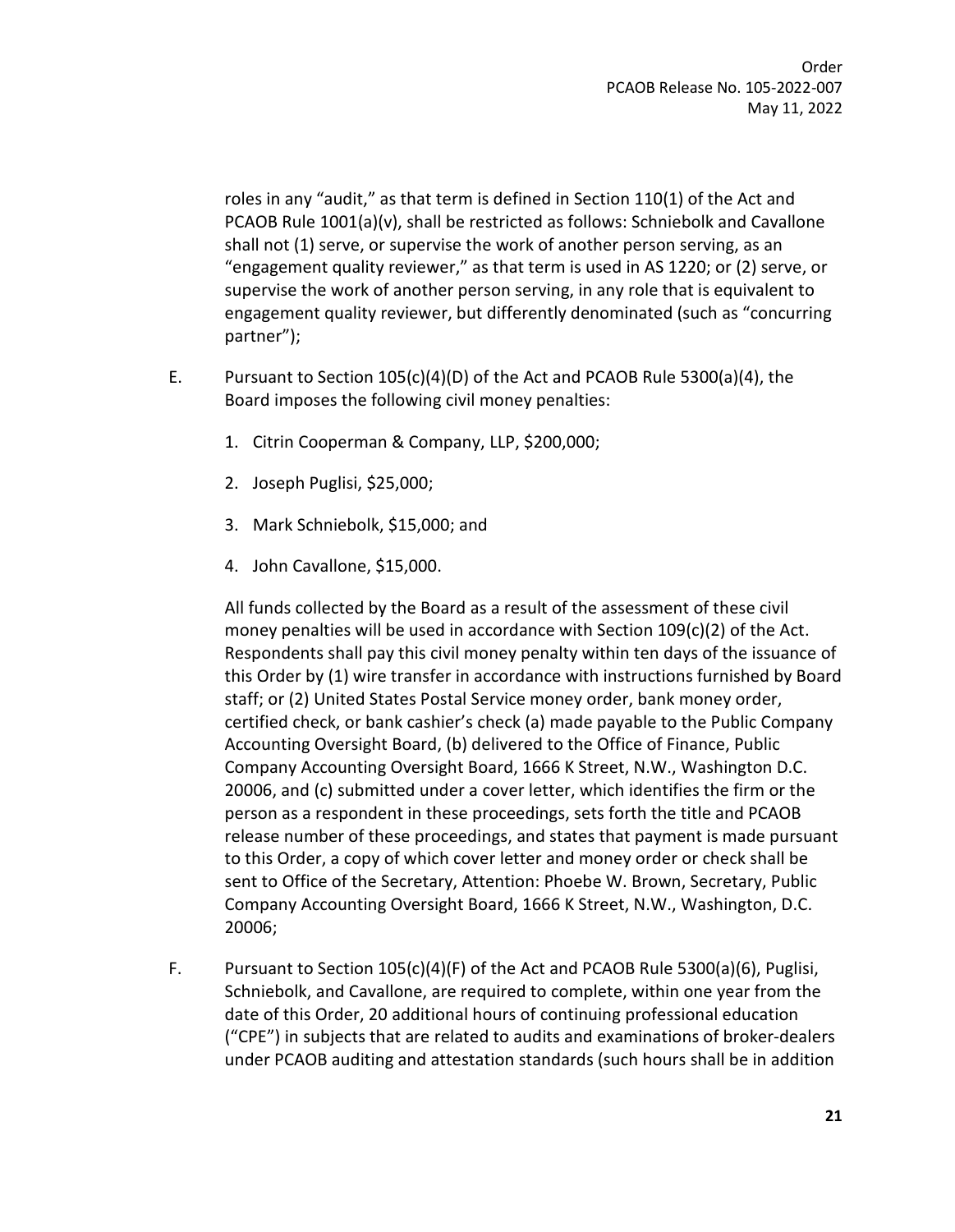roles in any "audit," as that term is defined in Section 110(1) of the Act and PCAOB Rule 1001(a)(v), shall be restricted as follows: Schniebolk and Cavallone shall not (1) serve, or supervise the work of another person serving, as an "engagement quality reviewer," as that term is used in AS 1220; or (2) serve, or supervise the work of another person serving, in any role that is equivalent to engagement quality reviewer, but differently denominated (such as "concurring partner");

E. Pursuant to Section 105(c)(4)(D) of the Act and PCAOB Rule 5300(a)(4), the Board imposes the following civil money penalties:

   1. Citrin Cooperman & Company, LLP, $200,000;

   2. Joseph Puglisi, $25,000;

   3. Mark Schniebolk, $15,000; and

   4. John Cavallone, $15,000.

   All funds collected by the Board as a result of the assessment of these civil money penalties will be used in accordance with Section 109(c)(2) of the Act. Respondents shall pay this civil money penalty within ten days of the issuance of this Order by (1) wire transfer in accordance with instructions furnished by Board staff; or (2) United States Postal Service money order, bank money order, certified check, or bank cashier's check (a) made payable to the Public Company Accounting Oversight Board, (b) delivered to the Office of Finance, Public Company Accounting Oversight Board, 1666 K Street, N.W., Washington D.C. 20006, and (c) submitted under a cover letter, which identifies the firm or the person as a respondent in these proceedings, sets forth the title and PCAOB release number of these proceedings, and states that payment is made pursuant to this Order, a copy of which cover letter and money order or check shall be sent to Office of the Secretary, Attention: Phoebe W. Brown, Secretary, Public Company Accounting Oversight Board, 1666 K Street, N.W., Washington, D.C. 20006;

F. Pursuant to Section 105(c)(4)(F) of the Act and PCAOB Rule 5300(a)(6), Puglisi, Schniebolk, and Cavallone, are required to complete, within one year from the date of this Order, 20 additional hours of continuing professional education ("CPE") in subjects that are related to audits and examinations of broker-dealers under PCAOB auditing and attestation standards (such hours shall be in addition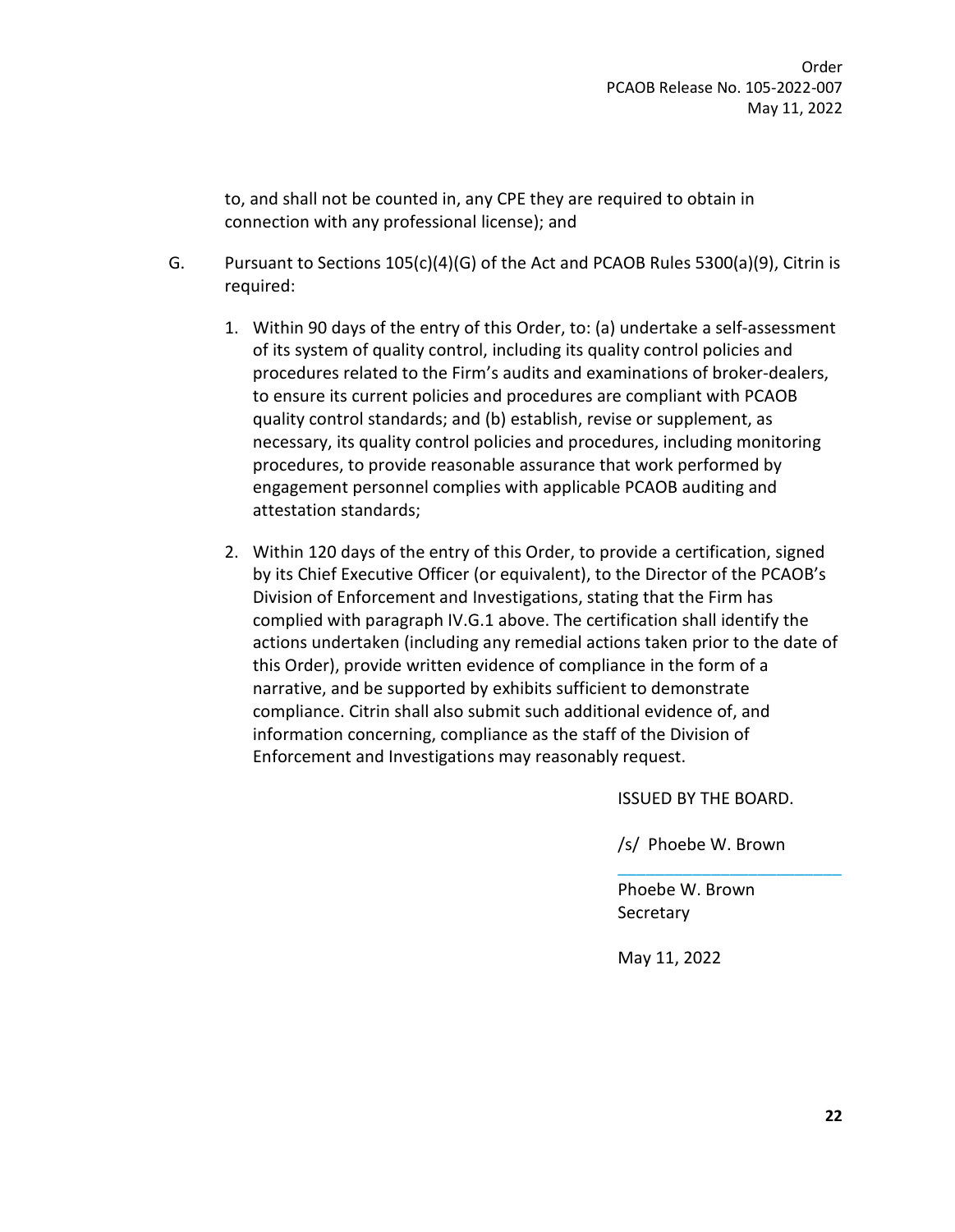to, and shall not be counted in, any CPE they are required to obtain in connection with any professional license); and

G. Pursuant to Sections 105(c)(4)(G) of the Act and PCAOB Rules 5300(a)(9), Citrin is required:

1. Within 90 days of the entry of this Order, to: (a) undertake a self-assessment of its system of quality control, including its quality control policies and procedures related to the Firm's audits and examinations of broker-dealers, to ensure its current policies and procedures are compliant with PCAOB quality control standards; and (b) establish, revise or supplement, as necessary, its quality control policies and procedures, including monitoring procedures, to provide reasonable assurance that work performed by engagement personnel complies with applicable PCAOB auditing and attestation standards;

2. Within 120 days of the entry of this Order, to provide a certification, signed by its Chief Executive Officer (or equivalent), to the Director of the PCAOB's Division of Enforcement and Investigations, stating that the Firm has complied with paragraph IV.G.1 above. The certification shall identify the actions undertaken (including any remedial actions taken prior to the date of this Order), provide written evidence of compliance in the form of a narrative, and be supported by exhibits sufficient to demonstrate compliance. Citrin shall also submit such additional evidence of, and information concerning, compliance as the staff of the Division of Enforcement and Investigations may reasonably request.

ISSUED BY THE BOARD.

/s/ Phoebe W. Brown

Phoebe W. Brown
Secretary

May 11, 2022